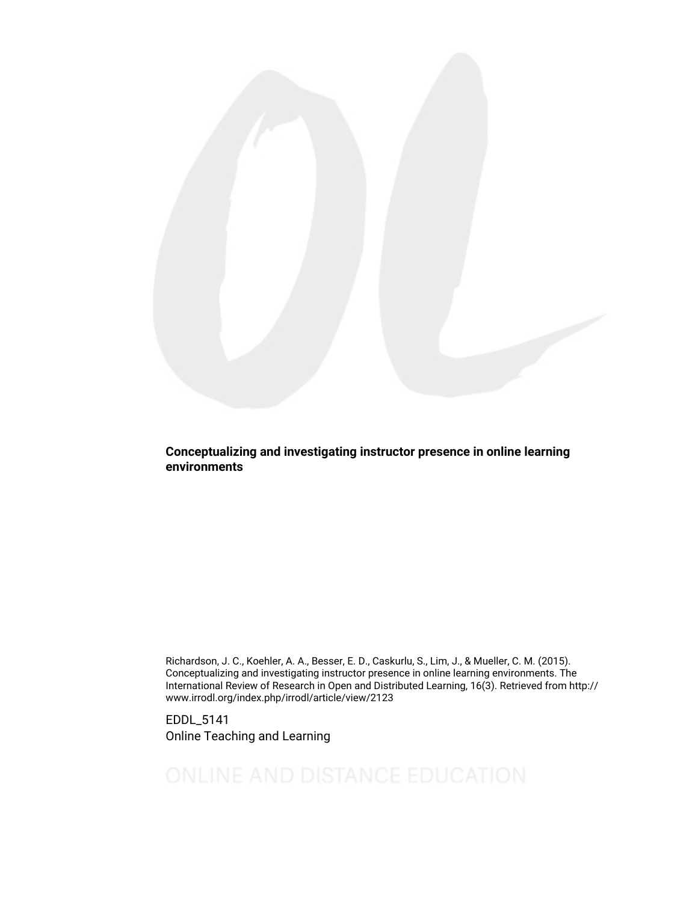**Conceptualizing and investigating instructor presence in online learning environments**

Richardson, J. C., Koehler, A. A., Besser, E. D., Caskurlu, S., Lim, J., & Mueller, C. M. (2015). Conceptualizing and investigating instructor presence in online learning environments. The International Review of Research in Open and Distributed Learning, 16(3). Retrieved from http://www.irrodl.org/index.php/irrodl/article/view/2123

EDDL_5141
Online Teaching and Learning

ONLINE AND DISTANCE EDUCATION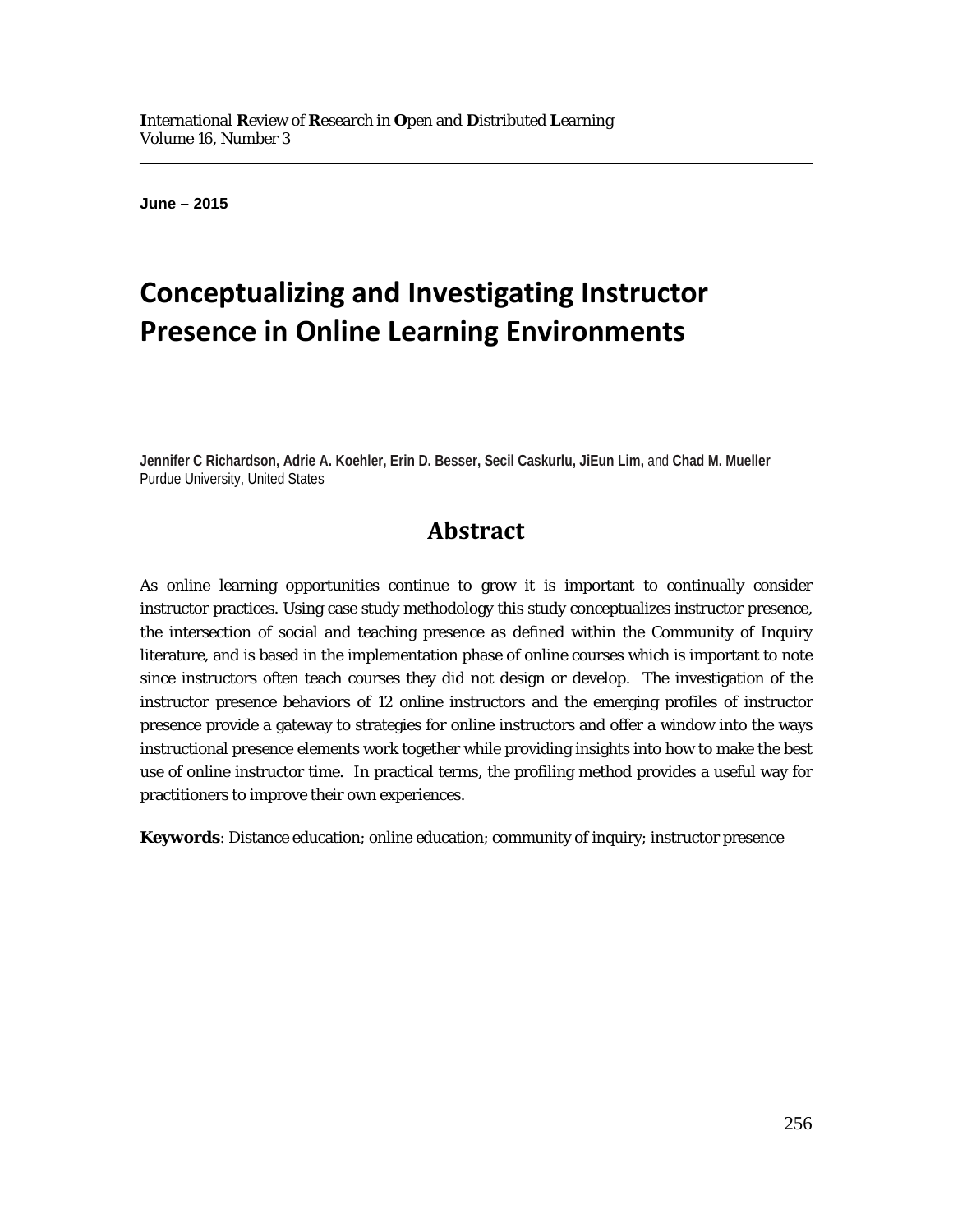June – 2015

# Conceptualizing and Investigating Instructor Presence in Online Learning Environments

**Jennifer C Richardson, Adrie A. Koehler, Erin D. Besser, Secil Caskurlu, JiEun Lim,** and **Chad M. Mueller**
Purdue University, United States

## Abstract

As online learning opportunities continue to grow it is important to continually consider instructor practices. Using case study methodology this study conceptualizes instructor presence, the intersection of social and teaching presence as defined within the Community of Inquiry literature, and is based in the implementation phase of online courses which is important to note since instructors often teach courses they did not design or develop. The investigation of the instructor presence behaviors of 12 online instructors and the emerging profiles of instructor presence provide a gateway to strategies for online instructors and offer a window into the ways instructional presence elements work together while providing insights into how to make the best use of online instructor time. In practical terms, the profiling method provides a useful way for practitioners to improve their own experiences.

**Keywords**: Distance education; online education; community of inquiry; instructor presence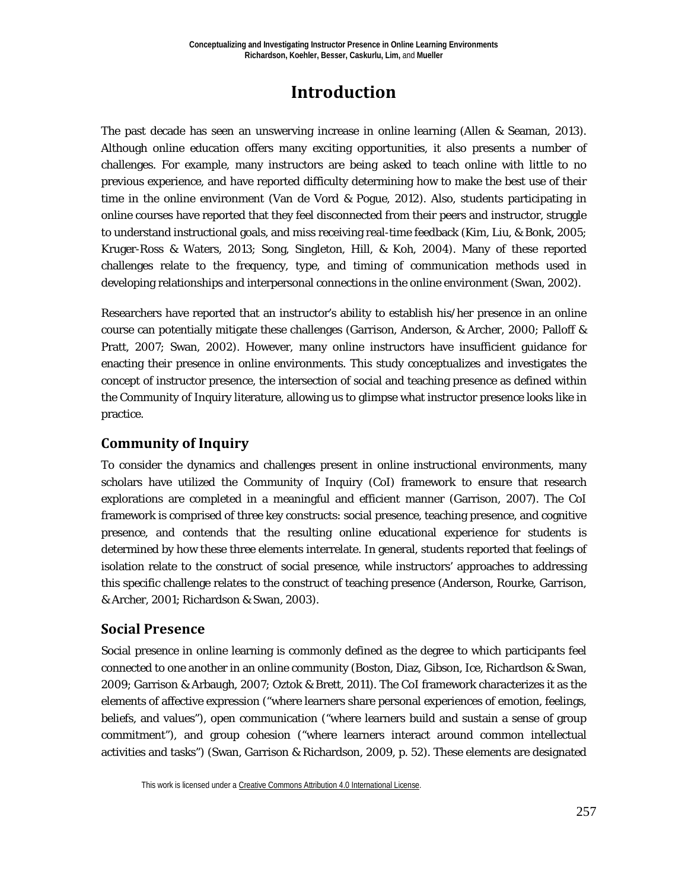# Introduction

The past decade has seen an unswerving increase in online learning (Allen & Seaman, 2013). Although online education offers many exciting opportunities, it also presents a number of challenges. For example, many instructors are being asked to teach online with little to no previous experience, and have reported difficulty determining how to make the best use of their time in the online environment (Van de Vord & Pogue, 2012). Also, students participating in online courses have reported that they feel disconnected from their peers and instructor, struggle to understand instructional goals, and miss receiving real-time feedback (Kim, Liu, & Bonk, 2005; Kruger-Ross & Waters, 2013; Song, Singleton, Hill, & Koh, 2004). Many of these reported challenges relate to the frequency, type, and timing of communication methods used in developing relationships and interpersonal connections in the online environment (Swan, 2002).

Researchers have reported that an instructor's ability to establish his/her presence in an online course can potentially mitigate these challenges (Garrison, Anderson, & Archer, 2000; Palloff & Pratt, 2007; Swan, 2002). However, many online instructors have insufficient guidance for enacting their presence in online environments. This study conceptualizes and investigates the concept of instructor presence, the intersection of social and teaching presence as defined within the Community of Inquiry literature, allowing us to glimpse what instructor presence looks like in practice.

## Community of Inquiry

To consider the dynamics and challenges present in online instructional environments, many scholars have utilized the Community of Inquiry (CoI) framework to ensure that research explorations are completed in a meaningful and efficient manner (Garrison, 2007). The CoI framework is comprised of three key constructs: social presence, teaching presence, and cognitive presence, and contends that the resulting online educational experience for students is determined by how these three elements interrelate. In general, students reported that feelings of isolation relate to the construct of social presence, while instructors' approaches to addressing this specific challenge relates to the construct of teaching presence (Anderson, Rourke, Garrison, & Archer, 2001; Richardson & Swan, 2003).

## Social Presence

Social presence in online learning is commonly defined as the degree to which participants feel connected to one another in an online community (Boston, Diaz, Gibson, Ice, Richardson & Swan, 2009; Garrison & Arbaugh, 2007; Oztok & Brett, 2011). The CoI framework characterizes it as the elements of affective expression ("where learners share personal experiences of emotion, feelings, beliefs, and values"), open communication ("where learners build and sustain a sense of group commitment"), and group cohesion ("where learners interact around common intellectual activities and tasks") (Swan, Garrison & Richardson, 2009, p. 52). These elements are designated

This work is licensed under a Creative Commons Attribution 4.0 International License.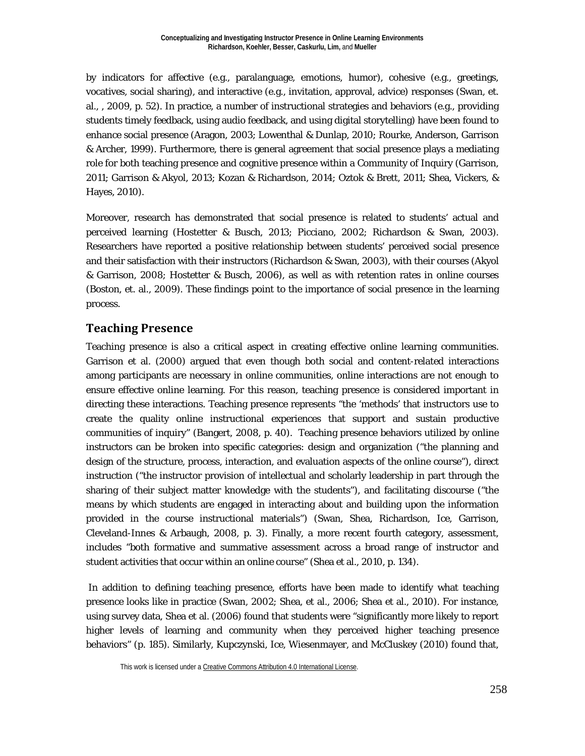by indicators for affective (e.g., paralanguage, emotions, humor), cohesive (e.g., greetings, vocatives, social sharing), and interactive (e.g., invitation, approval, advice) responses (Swan, et. al., , 2009, p. 52). In practice, a number of instructional strategies and behaviors (e.g., providing students timely feedback, using audio feedback, and using digital storytelling) have been found to enhance social presence (Aragon, 2003; Lowenthal & Dunlap, 2010; Rourke, Anderson, Garrison & Archer, 1999). Furthermore, there is general agreement that social presence plays a mediating role for both teaching presence and cognitive presence within a Community of Inquiry (Garrison, 2011; Garrison & Akyol, 2013; Kozan & Richardson, 2014; Oztok & Brett, 2011; Shea, Vickers, & Hayes, 2010).

Moreover, research has demonstrated that social presence is related to students' actual and perceived learning (Hostetter & Busch, 2013; Picciano, 2002; Richardson & Swan, 2003). Researchers have reported a positive relationship between students' perceived social presence and their satisfaction with their instructors (Richardson & Swan, 2003), with their courses (Akyol & Garrison, 2008; Hostetter & Busch, 2006), as well as with retention rates in online courses (Boston, et. al., 2009). These findings point to the importance of social presence in the learning process.

## Teaching Presence

Teaching presence is also a critical aspect in creating effective online learning communities. Garrison et al. (2000) argued that even though both social and content-related interactions among participants are necessary in online communities, online interactions are not enough to ensure effective online learning. For this reason, teaching presence is considered important in directing these interactions. Teaching presence represents "the 'methods' that instructors use to create the quality online instructional experiences that support and sustain productive communities of inquiry" (Bangert, 2008, p. 40). Teaching presence behaviors utilized by online instructors can be broken into specific categories: design and organization ("the planning and design of the structure, process, interaction, and evaluation aspects of the online course"), direct instruction ("the instructor provision of intellectual and scholarly leadership in part through the sharing of their subject matter knowledge with the students"), and facilitating discourse ("the means by which students are engaged in interacting about and building upon the information provided in the course instructional materials") (Swan, Shea, Richardson, Ice, Garrison, Cleveland-Innes & Arbaugh, 2008, p. 3). Finally, a more recent fourth category, assessment, includes "both formative and summative assessment across a broad range of instructor and student activities that occur within an online course" (Shea et al., 2010, p. 134).

In addition to defining teaching presence, efforts have been made to identify what teaching presence looks like in practice (Swan, 2002; Shea, et al., 2006; Shea et al., 2010). For instance, using survey data, Shea et al. (2006) found that students were "significantly more likely to report higher levels of learning and community when they perceived higher teaching presence behaviors" (p. 185). Similarly, Kupczynski, Ice, Wiesenmayer, and McCluskey (2010) found that,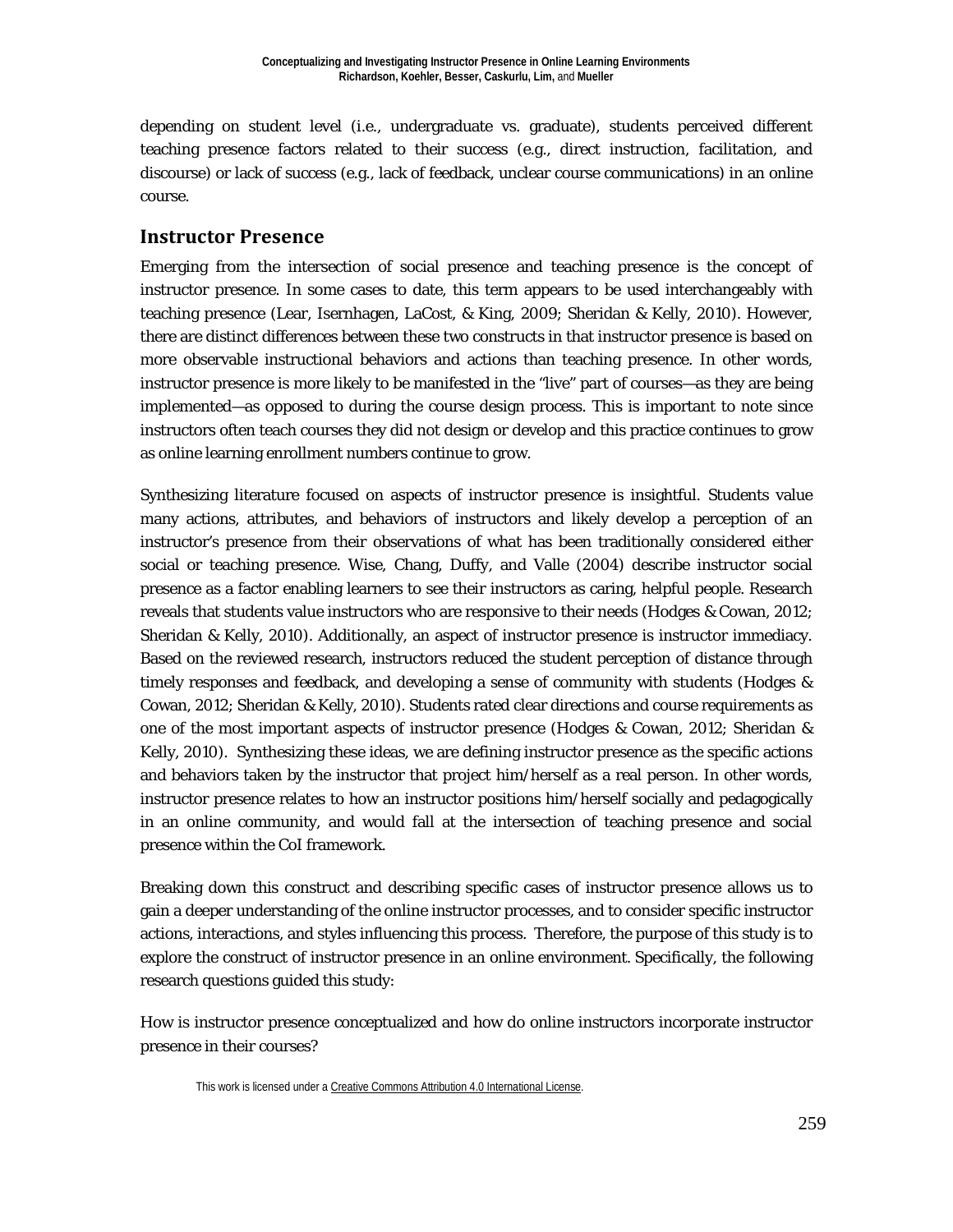depending on student level (i.e., undergraduate vs. graduate), students perceived different teaching presence factors related to their success (e.g., direct instruction, facilitation, and discourse) or lack of success (e.g., lack of feedback, unclear course communications) in an online course.

## Instructor Presence

Emerging from the intersection of social presence and teaching presence is the concept of instructor presence. In some cases to date, this term appears to be used interchangeably with teaching presence (Lear, Isernhagen, LaCost, & King, 2009; Sheridan & Kelly, 2010). However, there are distinct differences between these two constructs in that instructor presence is based on more observable instructional behaviors and actions than teaching presence. In other words, instructor presence is more likely to be manifested in the "live" part of courses—as they are being implemented—as opposed to during the course design process. This is important to note since instructors often teach courses they did not design or develop and this practice continues to grow as online learning enrollment numbers continue to grow.

Synthesizing literature focused on aspects of instructor presence is insightful. Students value many actions, attributes, and behaviors of instructors and likely develop a perception of an instructor's presence from their observations of what has been traditionally considered either social or teaching presence. Wise, Chang, Duffy, and Valle (2004) describe instructor social presence as a factor enabling learners to see their instructors as caring, helpful people. Research reveals that students value instructors who are responsive to their needs (Hodges & Cowan, 2012; Sheridan & Kelly, 2010). Additionally, an aspect of instructor presence is instructor immediacy. Based on the reviewed research, instructors reduced the student perception of distance through timely responses and feedback, and developing a sense of community with students (Hodges & Cowan, 2012; Sheridan & Kelly, 2010). Students rated clear directions and course requirements as one of the most important aspects of instructor presence (Hodges & Cowan, 2012; Sheridan & Kelly, 2010). Synthesizing these ideas, we are defining instructor presence as the specific actions and behaviors taken by the instructor that project him/herself as a real person. In other words, instructor presence relates to how an instructor positions him/herself socially and pedagogically in an online community, and would fall at the intersection of teaching presence and social presence within the CoI framework.

Breaking down this construct and describing specific cases of instructor presence allows us to gain a deeper understanding of the online instructor processes, and to consider specific instructor actions, interactions, and styles influencing this process. Therefore, the purpose of this study is to explore the construct of instructor presence in an online environment. Specifically, the following research questions guided this study:

How is instructor presence conceptualized and how do online instructors incorporate instructor presence in their courses?

This work is licensed under a Creative Commons Attribution 4.0 International License.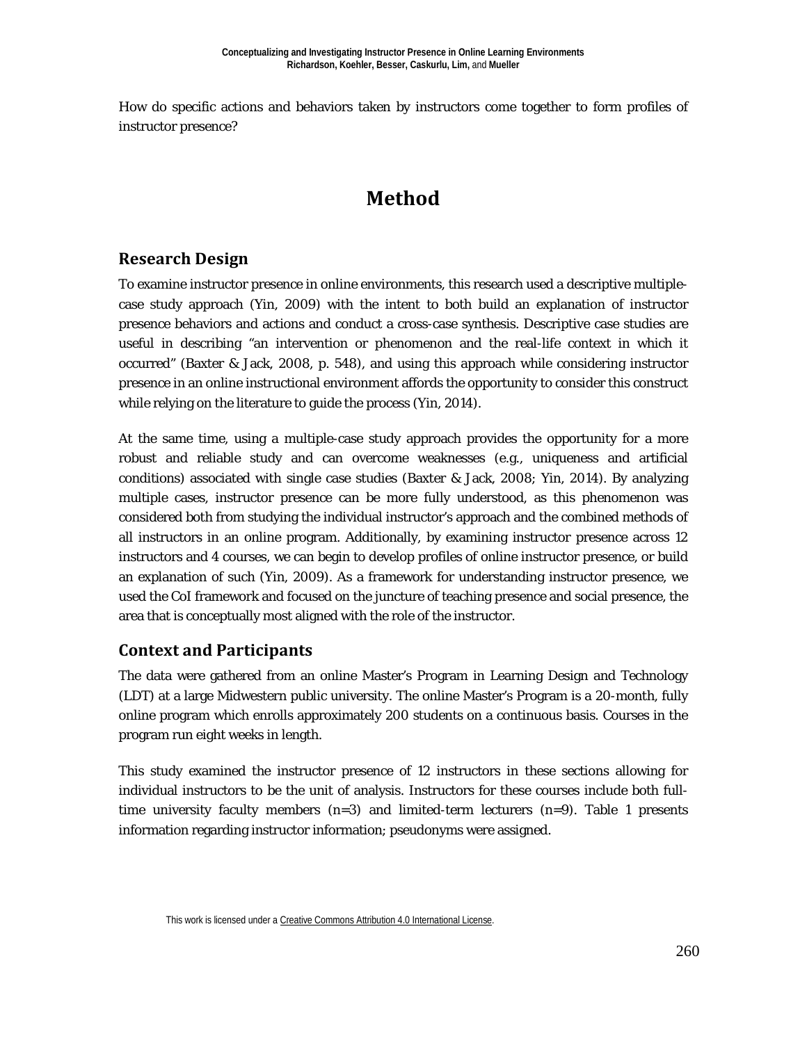How do specific actions and behaviors taken by instructors come together to form profiles of instructor presence?

# Method

## Research Design

To examine instructor presence in online environments, this research used a descriptive multiple-case study approach (Yin, 2009) with the intent to both build an explanation of instructor presence behaviors and actions and conduct a cross-case synthesis. Descriptive case studies are useful in describing "an intervention or phenomenon and the real-life context in which it occurred" (Baxter & Jack, 2008, p. 548), and using this approach while considering instructor presence in an online instructional environment affords the opportunity to consider this construct while relying on the literature to guide the process (Yin, 2014).

At the same time, using a multiple-case study approach provides the opportunity for a more robust and reliable study and can overcome weaknesses (e.g., uniqueness and artificial conditions) associated with single case studies (Baxter & Jack, 2008; Yin, 2014). By analyzing multiple cases, instructor presence can be more fully understood, as this phenomenon was considered both from studying the individual instructor's approach and the combined methods of all instructors in an online program. Additionally, by examining instructor presence across 12 instructors and 4 courses, we can begin to develop profiles of online instructor presence, or build an explanation of such (Yin, 2009). As a framework for understanding instructor presence, we used the CoI framework and focused on the juncture of teaching presence and social presence, the area that is conceptually most aligned with the role of the instructor.

## Context and Participants

The data were gathered from an online Master's Program in Learning Design and Technology (LDT) at a large Midwestern public university. The online Master's Program is a 20-month, fully online program which enrolls approximately 200 students on a continuous basis. Courses in the program run eight weeks in length.

This study examined the instructor presence of 12 instructors in these sections allowing for individual instructors to be the unit of analysis. Instructors for these courses include both full-time university faculty members (n=3) and limited-term lecturers (n=9). Table 1 presents information regarding instructor information; pseudonyms were assigned.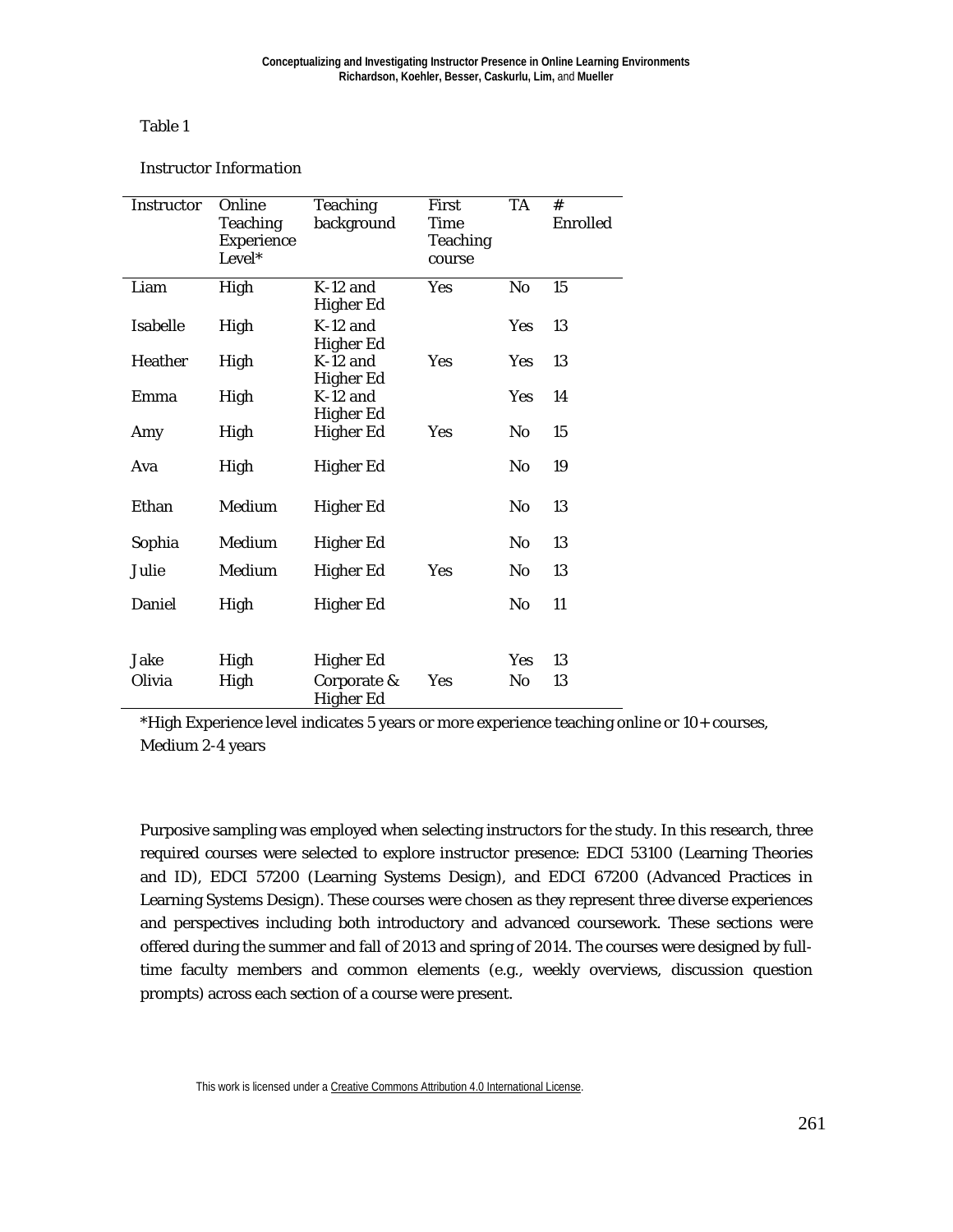Table 1

*Instructor Information*

| Instructor | Online Teaching Experience Level* | Teaching background | First Time Teaching course | TA | # Enrolled |
|---|---|---|---|---|---|
| Liam | High | K-12 and Higher Ed | Yes | No | 15 |
| Isabelle | High | K-12 and Higher Ed | | Yes | 13 |
| Heather | High | K-12 and Higher Ed | Yes | Yes | 13 |
| Emma | High | K-12 and Higher Ed | | Yes | 14 |
| Amy | High | Higher Ed | Yes | No | 15 |
| Ava | High | Higher Ed | | No | 19 |
| Ethan | Medium | Higher Ed | | No | 13 |
| Sophia | Medium | Higher Ed | | No | 13 |
| Julie | Medium | Higher Ed | Yes | No | 13 |
| Daniel | High | Higher Ed | | No | 11 |
| Jake | High | Higher Ed | | Yes | 13 |
| Olivia | High | Corporate & Higher Ed | Yes | No | 13 |

*High Experience level indicates 5 years or more experience teaching online or 10+ courses, Medium 2-4 years

Purposive sampling was employed when selecting instructors for the study. In this research, three required courses were selected to explore instructor presence: EDCI 53100 (Learning Theories and ID), EDCI 57200 (Learning Systems Design), and EDCI 67200 (Advanced Practices in Learning Systems Design). These courses were chosen as they represent three diverse experiences and perspectives including both introductory and advanced coursework. These sections were offered during the summer and fall of 2013 and spring of 2014. The courses were designed by full-time faculty members and common elements (e.g., weekly overviews, discussion question prompts) across each section of a course were present.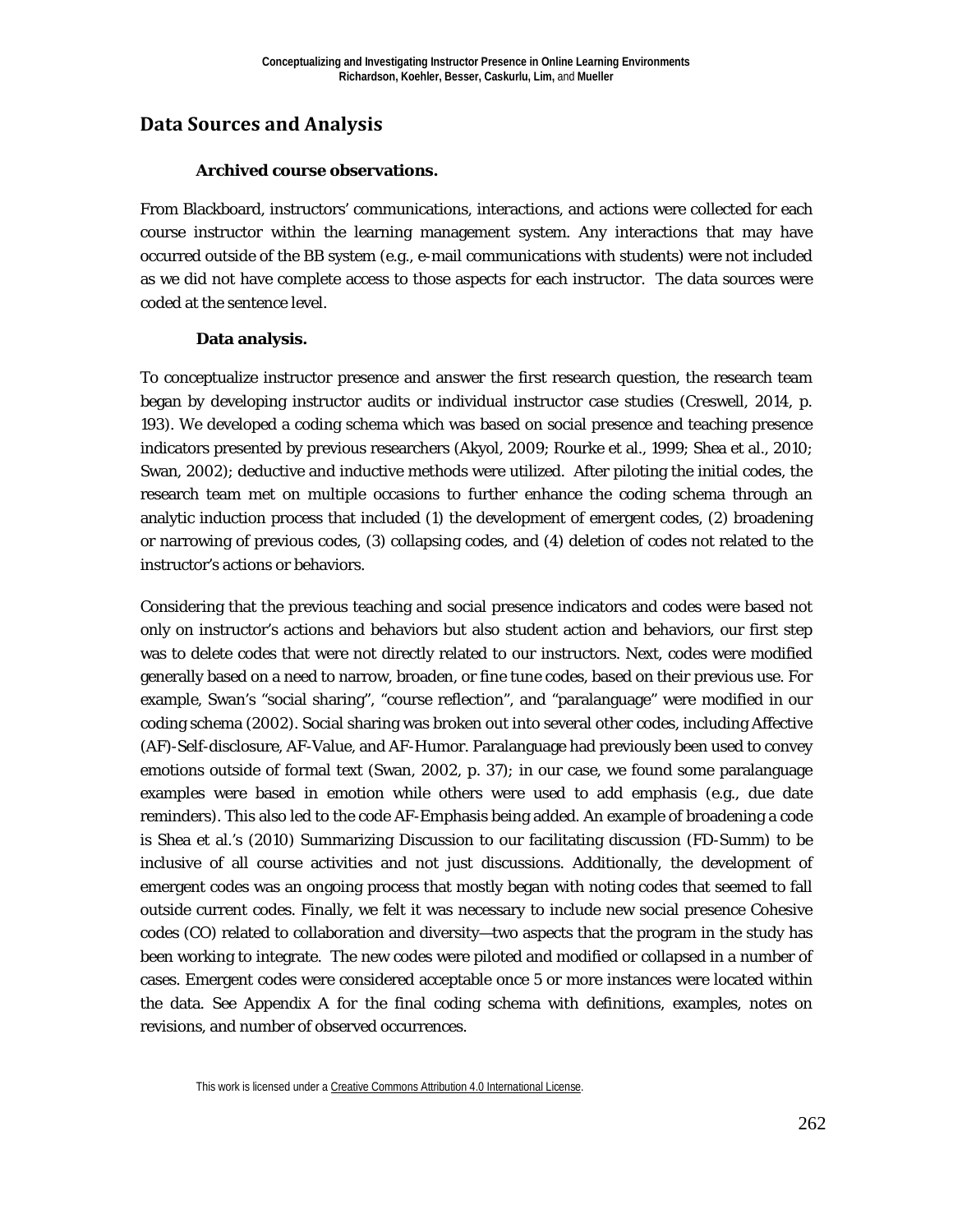## Data Sources and Analysis

### Archived course observations.

From Blackboard, instructors' communications, interactions, and actions were collected for each course instructor within the learning management system. Any interactions that may have occurred outside of the BB system (e.g., e-mail communications with students) were not included as we did not have complete access to those aspects for each instructor. The data sources were coded at the sentence level.

### Data analysis.

To conceptualize instructor presence and answer the first research question, the research team began by developing instructor audits or individual instructor case studies (Creswell, 2014, p. 193). We developed a coding schema which was based on social presence and teaching presence indicators presented by previous researchers (Akyol, 2009; Rourke et al., 1999; Shea et al., 2010; Swan, 2002); deductive and inductive methods were utilized. After piloting the initial codes, the research team met on multiple occasions to further enhance the coding schema through an analytic induction process that included (1) the development of emergent codes, (2) broadening or narrowing of previous codes, (3) collapsing codes, and (4) deletion of codes not related to the instructor's actions or behaviors.

Considering that the previous teaching and social presence indicators and codes were based not only on instructor's actions and behaviors but also student action and behaviors, our first step was to delete codes that were not directly related to our instructors. Next, codes were modified generally based on a need to narrow, broaden, or fine tune codes, based on their previous use. For example, Swan's "social sharing", "course reflection", and "paralanguage" were modified in our coding schema (2002). Social sharing was broken out into several other codes, including Affective (AF)-Self-disclosure, AF-Value, and AF-Humor. Paralanguage had previously been used to convey emotions outside of formal text (Swan, 2002, p. 37); in our case, we found some paralanguage examples were based in emotion while others were used to add emphasis (e.g., due date reminders). This also led to the code AF-Emphasis being added. An example of broadening a code is Shea et al.'s (2010) Summarizing Discussion to our facilitating discussion (FD-Summ) to be inclusive of all course activities and not just discussions. Additionally, the development of emergent codes was an ongoing process that mostly began with noting codes that seemed to fall outside current codes. Finally, we felt it was necessary to include new social presence Cohesive codes (CO) related to collaboration and diversity—two aspects that the program in the study has been working to integrate. The new codes were piloted and modified or collapsed in a number of cases. Emergent codes were considered acceptable once 5 or more instances were located within the data. See Appendix A for the final coding schema with definitions, examples, notes on revisions, and number of observed occurrences.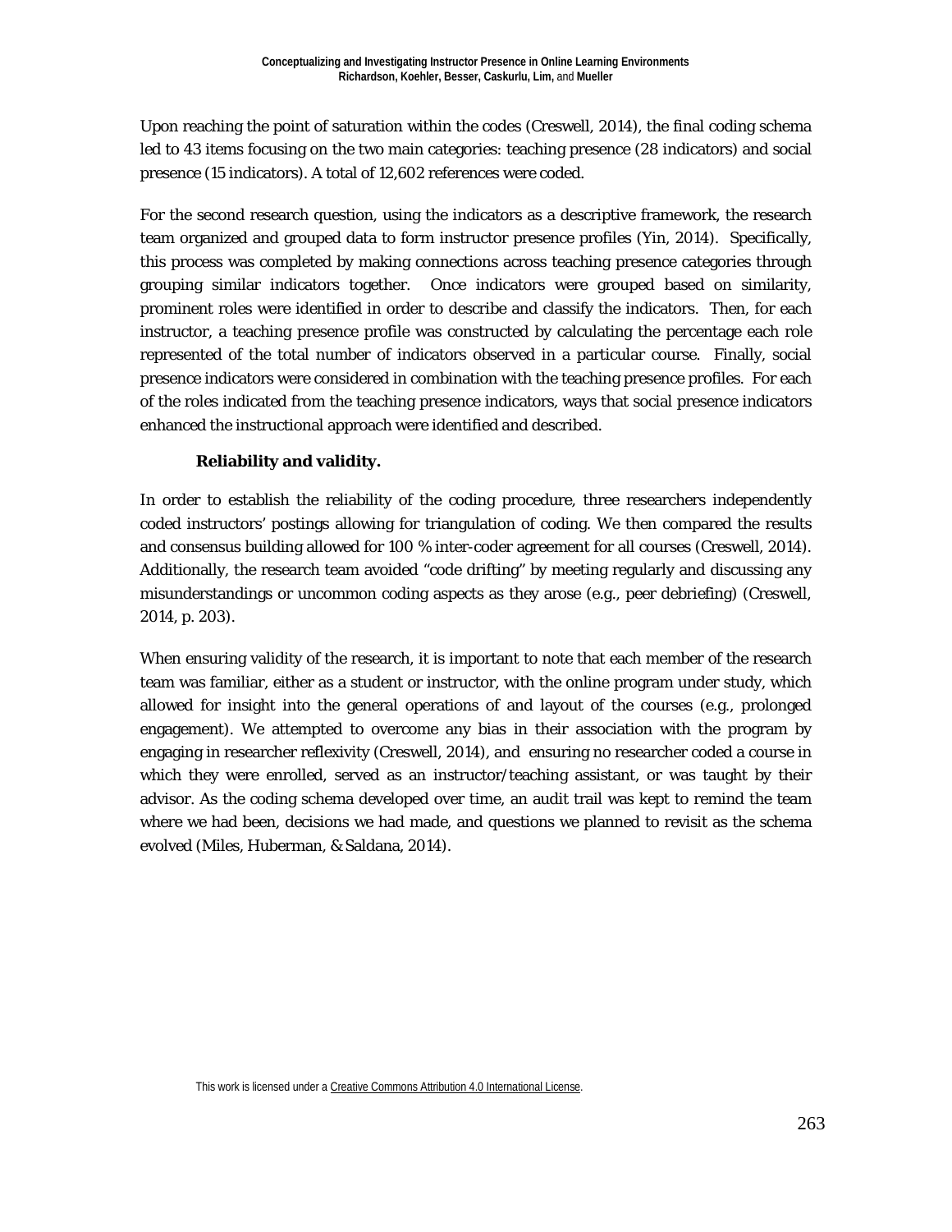Upon reaching the point of saturation within the codes (Creswell, 2014), the final coding schema led to 43 items focusing on the two main categories: teaching presence (28 indicators) and social presence (15 indicators). A total of 12,602 references were coded.

For the second research question, using the indicators as a descriptive framework, the research team organized and grouped data to form instructor presence profiles (Yin, 2014). Specifically, this process was completed by making connections across teaching presence categories through grouping similar indicators together. Once indicators were grouped based on similarity, prominent roles were identified in order to describe and classify the indicators. Then, for each instructor, a teaching presence profile was constructed by calculating the percentage each role represented of the total number of indicators observed in a particular course. Finally, social presence indicators were considered in combination with the teaching presence profiles. For each of the roles indicated from the teaching presence indicators, ways that social presence indicators enhanced the instructional approach were identified and described.

#### Reliability and validity.

In order to establish the reliability of the coding procedure, three researchers independently coded instructors' postings allowing for triangulation of coding. We then compared the results and consensus building allowed for 100 % inter-coder agreement for all courses (Creswell, 2014). Additionally, the research team avoided "code drifting" by meeting regularly and discussing any misunderstandings or uncommon coding aspects as they arose (e.g., peer debriefing) (Creswell, 2014, p. 203).

When ensuring validity of the research, it is important to note that each member of the research team was familiar, either as a student or instructor, with the online program under study, which allowed for insight into the general operations of and layout of the courses (e.g., prolonged engagement). We attempted to overcome any bias in their association with the program by engaging in researcher reflexivity (Creswell, 2014), and ensuring no researcher coded a course in which they were enrolled, served as an instructor/teaching assistant, or was taught by their advisor. As the coding schema developed over time, an audit trail was kept to remind the team where we had been, decisions we had made, and questions we planned to revisit as the schema evolved (Miles, Huberman, & Saldana, 2014).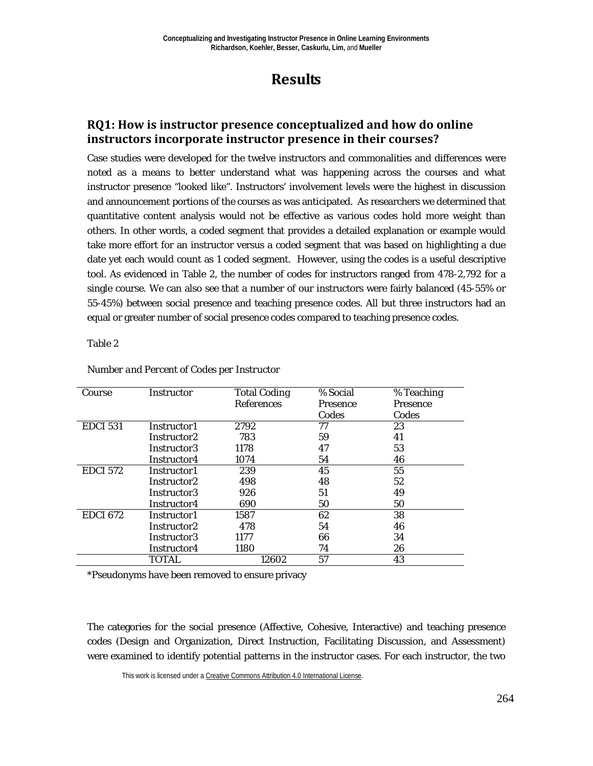# Results

## RQ1: How is instructor presence conceptualized and how do online instructors incorporate instructor presence in their courses?

Case studies were developed for the twelve instructors and commonalities and differences were noted as a means to better understand what was happening across the courses and what instructor presence "looked like". Instructors' involvement levels were the highest in discussion and announcement portions of the courses as was anticipated. As researchers we determined that quantitative content analysis would not be effective as various codes hold more weight than others. In other words, a coded segment that provides a detailed explanation or example would take more effort for an instructor versus a coded segment that was based on highlighting a due date yet each would count as 1 coded segment. However, using the codes is a useful descriptive tool. As evidenced in Table 2, the number of codes for instructors ranged from 478-2,792 for a single course. We can also see that a number of our instructors were fairly balanced (45-55% or 55-45%) between social presence and teaching presence codes. All but three instructors had an equal or greater number of social presence codes compared to teaching presence codes.

Table 2

*Number and Percent of Codes per Instructor*

| Course | Instructor | Total Coding References | % Social Presence Codes | % Teaching Presence Codes |
|---|---|---|---|---|
| EDCI 531 | Instructor1 | 2792 | 77 | 23 |
| | Instructor2 | 783 | 59 | 41 |
| | Instructor3 | 1178 | 47 | 53 |
| | Instructor4 | 1074 | 54 | 46 |
| EDCI 572 | Instructor1 | 239 | 45 | 55 |
| | Instructor2 | 498 | 48 | 52 |
| | Instructor3 | 926 | 51 | 49 |
| | Instructor4 | 690 | 50 | 50 |
| EDCI 672 | Instructor1 | 1587 | 62 | 38 |
| | Instructor2 | 478 | 54 | 46 |
| | Instructor3 | 1177 | 66 | 34 |
| | Instructor4 | 1180 | 74 | 26 |
| | TOTAL | 12602 | 57 | 43 |

*Pseudonyms have been removed to ensure privacy

The categories for the social presence (Affective, Cohesive, Interactive) and teaching presence codes (Design and Organization, Direct Instruction, Facilitating Discussion, and Assessment) were examined to identify potential patterns in the instructor cases. For each instructor, the two

This work is licensed under a Creative Commons Attribution 4.0 International License.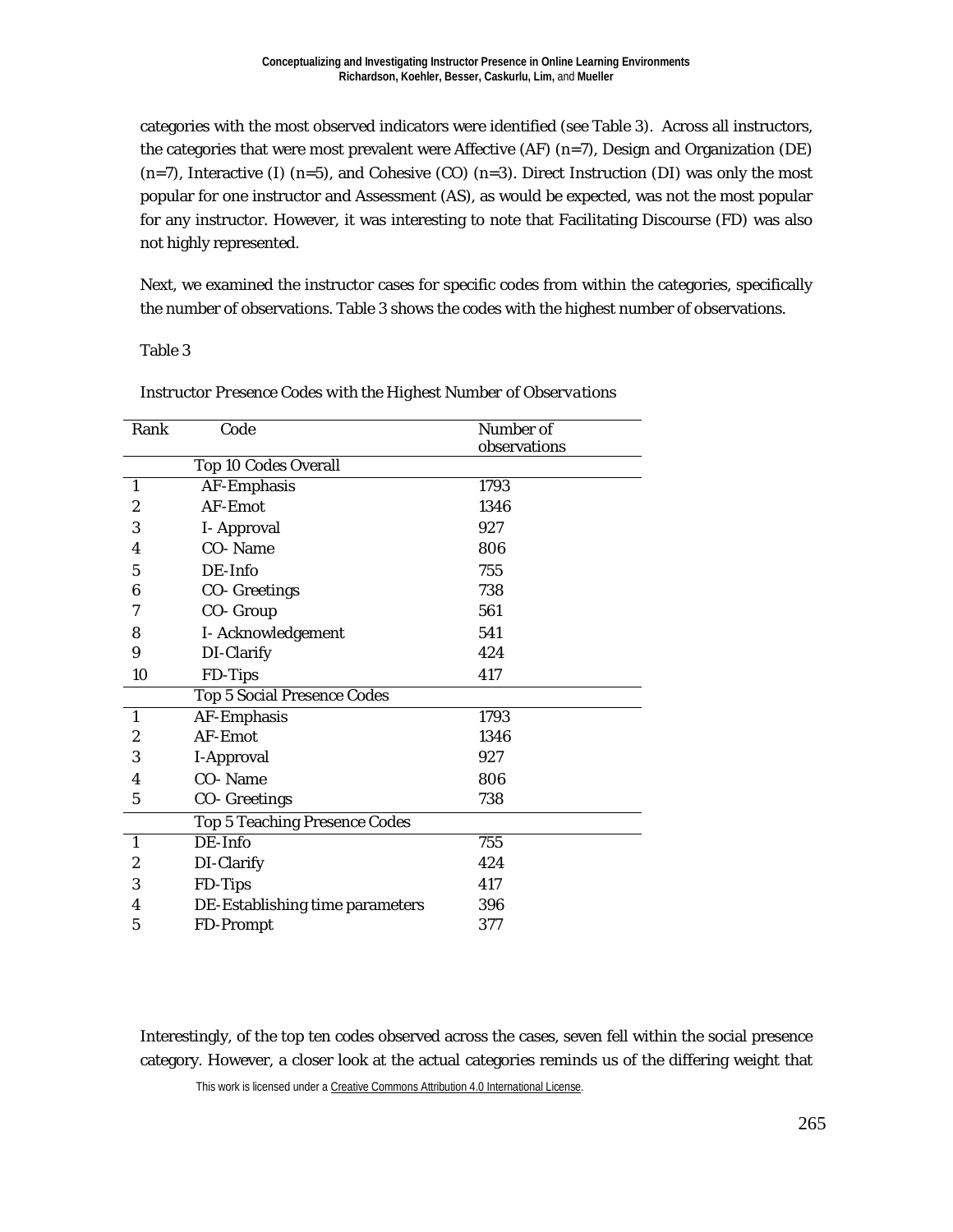categories with the most observed indicators were identified (see Table 3). Across all instructors, the categories that were most prevalent were Affective (AF) (n=7), Design and Organization (DE) (n=7), Interactive (I) (n=5), and Cohesive (CO) (n=3). Direct Instruction (DI) was only the most popular for one instructor and Assessment (AS), as would be expected, was not the most popular for any instructor. However, it was interesting to note that Facilitating Discourse (FD) was also not highly represented.

Next, we examined the instructor cases for specific codes from within the categories, specifically the number of observations. Table 3 shows the codes with the highest number of observations.

Table 3

*Instructor Presence Codes with the Highest Number of Observations*

| Rank | Code | Number of observations |
|---|---|---|
| | Top 10 Codes Overall | |
| 1 | AF-Emphasis | 1793 |
| 2 | AF-Emot | 1346 |
| 3 | I- Approval | 927 |
| 4 | CO- Name | 806 |
| 5 | DE-Info | 755 |
| 6 | CO- Greetings | 738 |
| 7 | CO- Group | 561 |
| 8 | I- Acknowledgement | 541 |
| 9 | DI-Clarify | 424 |
| 10 | FD-Tips | 417 |
| | Top 5 Social Presence Codes | |
| 1 | AF-Emphasis | 1793 |
| 2 | AF-Emot | 1346 |
| 3 | I-Approval | 927 |
| 4 | CO- Name | 806 |
| 5 | CO- Greetings | 738 |
| | Top 5 Teaching Presence Codes | |
| 1 | DE-Info | 755 |
| 2 | DI-Clarify | 424 |
| 3 | FD-Tips | 417 |
| 4 | DE-Establishing time parameters | 396 |
| 5 | FD-Prompt | 377 |

Interestingly, of the top ten codes observed across the cases, seven fell within the social presence category. However, a closer look at the actual categories reminds us of the differing weight that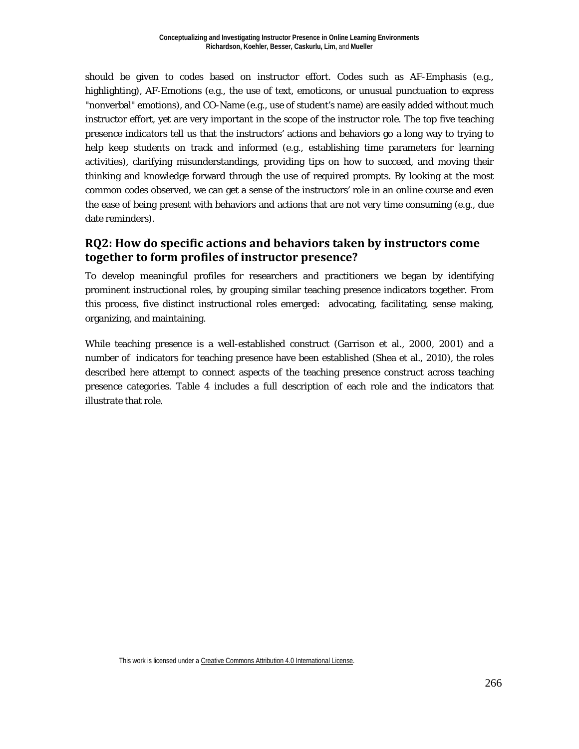should be given to codes based on instructor effort. Codes such as AF-Emphasis (e.g., highlighting), AF-Emotions (e.g., the use of text, emoticons, or unusual punctuation to express "nonverbal" emotions), and CO-Name (e.g., use of student's name) are easily added without much instructor effort, yet are very important in the scope of the instructor role. The top five teaching presence indicators tell us that the instructors' actions and behaviors go a long way to trying to help keep students on track and informed (e.g., establishing time parameters for learning activities), clarifying misunderstandings, providing tips on how to succeed, and moving their thinking and knowledge forward through the use of required prompts. By looking at the most common codes observed, we can get a sense of the instructors' role in an online course and even the ease of being present with behaviors and actions that are not very time consuming (e.g., due date reminders).

## RQ2: How do specific actions and behaviors taken by instructors come together to form profiles of instructor presence?

To develop meaningful profiles for researchers and practitioners we began by identifying prominent instructional roles, by grouping similar teaching presence indicators together. From this process, five distinct instructional roles emerged: advocating, facilitating, sense making, organizing, and maintaining.

While teaching presence is a well-established construct (Garrison et al., 2000, 2001) and a number of indicators for teaching presence have been established (Shea et al., 2010), the roles described here attempt to connect aspects of the teaching presence construct across teaching presence categories. Table 4 includes a full description of each role and the indicators that illustrate that role.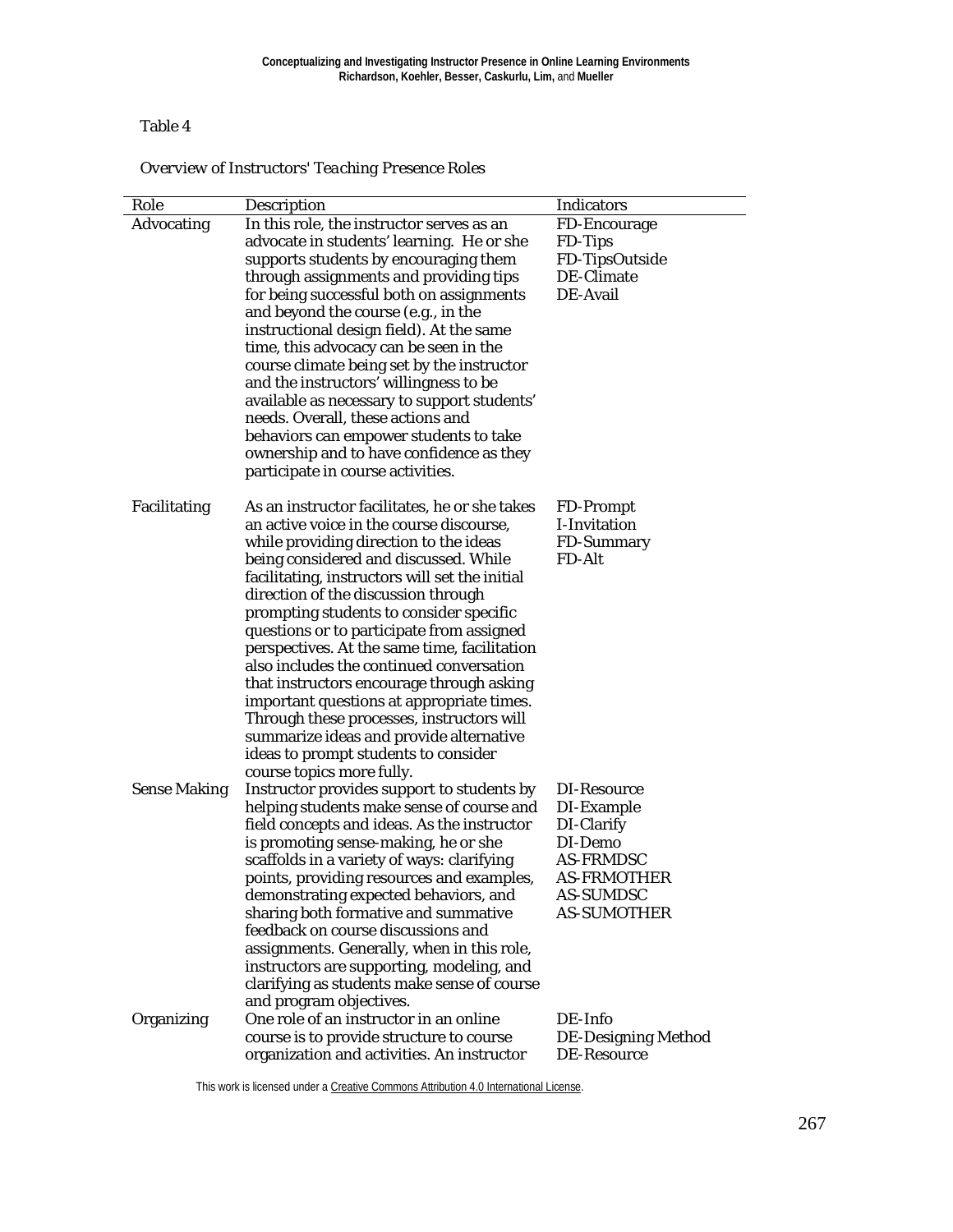Table 4

*Overview of Instructors' Teaching Presence Roles*

| Role | Description | Indicators |
|---|---|---|
| Advocating | In this role, the instructor serves as an advocate in students' learning. He or she supports students by encouraging them through assignments and providing tips for being successful both on assignments and beyond the course (e.g., in the instructional design field). At the same time, this advocacy can be seen in the course climate being set by the instructor and the instructors' willingness to be available as necessary to support students' needs. Overall, these actions and behaviors can empower students to take ownership and to have confidence as they participate in course activities. | FD-Encourage<br>FD-Tips<br>FD-TipsOutside<br>DE-Climate<br>DE-Avail |
| Facilitating | As an instructor facilitates, he or she takes an active voice in the course discourse, while providing direction to the ideas being considered and discussed. While facilitating, instructors will set the initial direction of the discussion through prompting students to consider specific questions or to participate from assigned perspectives. At the same time, facilitation also includes the continued conversation that instructors encourage through asking important questions at appropriate times. Through these processes, instructors will summarize ideas and provide alternative ideas to prompt students to consider course topics more fully. | FD-Prompt<br>I-Invitation<br>FD-Summary<br>FD-Alt |
| Sense Making | Instructor provides support to students by helping students make sense of course and field concepts and ideas. As the instructor is promoting sense-making, he or she scaffolds in a variety of ways: clarifying points, providing resources and examples, demonstrating expected behaviors, and sharing both formative and summative feedback on course discussions and assignments. Generally, when in this role, instructors are supporting, modeling, and clarifying as students make sense of course and program objectives. | DI-Resource<br>DI-Example<br>DI-Clarify<br>DI-Demo<br>AS-FRMDSC<br>AS-FRMOTHER<br>AS-SUMDSC<br>AS-SUMOTHER |
| Organizing | One role of an instructor in an online course is to provide structure to course organization and activities. An instructor | DE-Info<br>DE-Designing Method<br>DE-Resource |

This work is licensed under a Creative Commons Attribution 4.0 International License.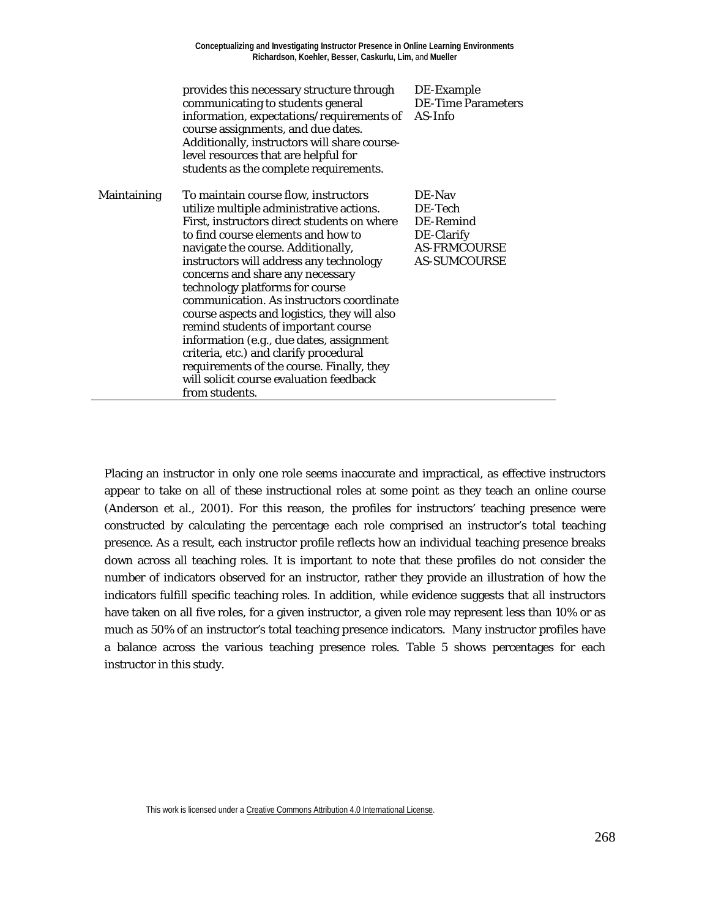| | | |
|---|---|---|
| | provides this necessary structure through communicating to students general information, expectations/requirements of course assignments, and due dates. Additionally, instructors will share course-level resources that are helpful for students as the complete requirements. | DE-Example<br>DE-Time Parameters<br>AS-Info |
| Maintaining | To maintain course flow, instructors utilize multiple administrative actions. First, instructors direct students on where to find course elements and how to navigate the course. Additionally, instructors will address any technology concerns and share any necessary technology platforms for course communication. As instructors coordinate course aspects and logistics, they will also remind students of important course information (e.g., due dates, assignment criteria, etc.) and clarify procedural requirements of the course. Finally, they will solicit course evaluation feedback from students. | DE-Nav<br>DE-Tech<br>DE-Remind<br>DE-Clarify<br>AS-FRMCOURSE<br>AS-SUMCOURSE |

Placing an instructor in only one role seems inaccurate and impractical, as effective instructors appear to take on all of these instructional roles at some point as they teach an online course (Anderson et al., 2001). For this reason, the profiles for instructors' teaching presence were constructed by calculating the percentage each role comprised an instructor's total teaching presence. As a result, each instructor profile reflects how an individual teaching presence breaks down across all teaching roles. It is important to note that these profiles do not consider the number of indicators observed for an instructor, rather they provide an illustration of how the indicators fulfill specific teaching roles. In addition, while evidence suggests that all instructors have taken on all five roles, for a given instructor, a given role may represent less than 10% or as much as 50% of an instructor's total teaching presence indicators. Many instructor profiles have a balance across the various teaching presence roles. Table 5 shows percentages for each instructor in this study.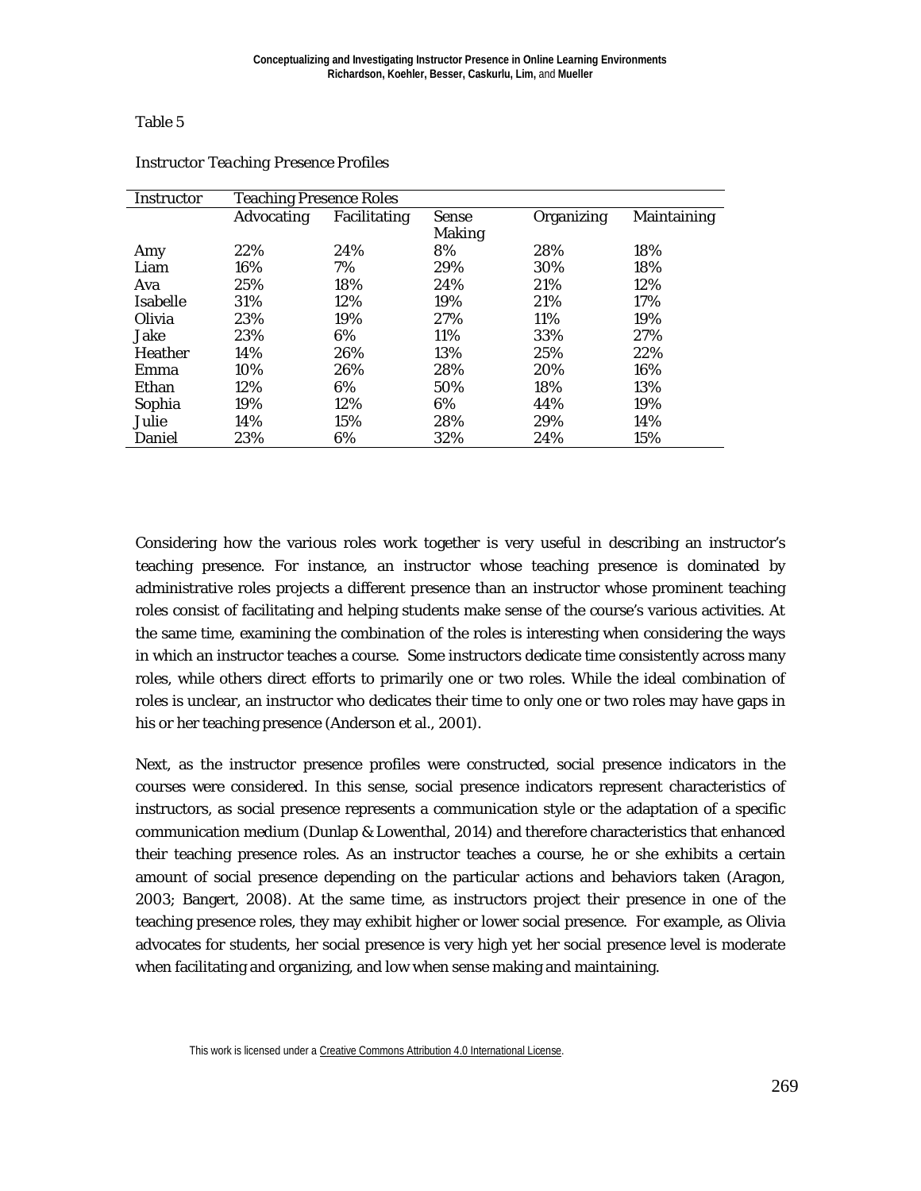Table 5

*Instructor Teaching Presence Profiles*

| Instructor | Teaching Presence Roles | | | | |
|---|---|---|---|---|---|
| | Advocating | Facilitating | Sense Making | Organizing | Maintaining |
| Amy | 22% | 24% | 8% | 28% | 18% |
| Liam | 16% | 7% | 29% | 30% | 18% |
| Ava | 25% | 18% | 24% | 21% | 12% |
| Isabelle | 31% | 12% | 19% | 21% | 17% |
| Olivia | 23% | 19% | 27% | 11% | 19% |
| Jake | 23% | 6% | 11% | 33% | 27% |
| Heather | 14% | 26% | 13% | 25% | 22% |
| Emma | 10% | 26% | 28% | 20% | 16% |
| Ethan | 12% | 6% | 50% | 18% | 13% |
| Sophia | 19% | 12% | 6% | 44% | 19% |
| Julie | 14% | 15% | 28% | 29% | 14% |
| Daniel | 23% | 6% | 32% | 24% | 15% |

Considering how the various roles work together is very useful in describing an instructor's teaching presence. For instance, an instructor whose teaching presence is dominated by administrative roles projects a different presence than an instructor whose prominent teaching roles consist of facilitating and helping students make sense of the course's various activities. At the same time, examining the combination of the roles is interesting when considering the ways in which an instructor teaches a course. Some instructors dedicate time consistently across many roles, while others direct efforts to primarily one or two roles. While the ideal combination of roles is unclear, an instructor who dedicates their time to only one or two roles may have gaps in his or her teaching presence (Anderson et al., 2001).

Next, as the instructor presence profiles were constructed, social presence indicators in the courses were considered. In this sense, social presence indicators represent characteristics of instructors, as social presence represents a communication style or the adaptation of a specific communication medium (Dunlap & Lowenthal, 2014) and therefore characteristics that enhanced their teaching presence roles. As an instructor teaches a course, he or she exhibits a certain amount of social presence depending on the particular actions and behaviors taken (Aragon, 2003; Bangert, 2008). At the same time, as instructors project their presence in one of the teaching presence roles, they may exhibit higher or lower social presence. For example, as Olivia advocates for students, her social presence is very high yet her social presence level is moderate when facilitating and organizing, and low when sense making and maintaining.

This work is licensed under a Creative Commons Attribution 4.0 International License.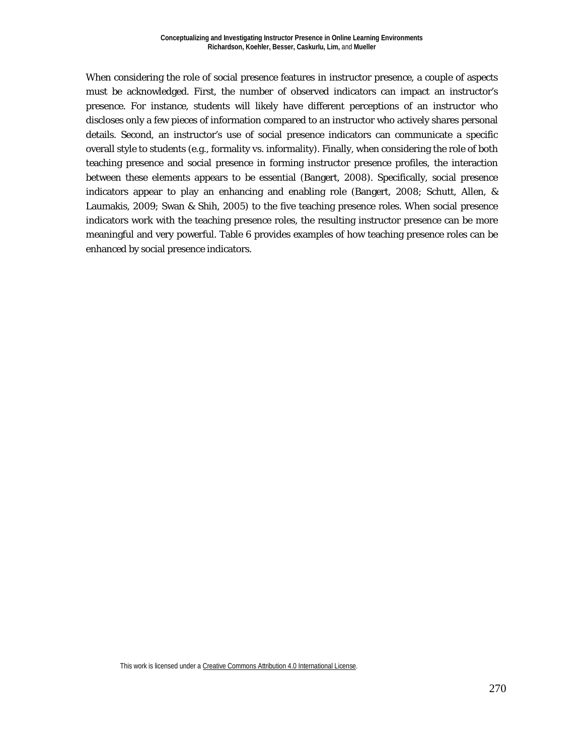When considering the role of social presence features in instructor presence, a couple of aspects must be acknowledged. First, the number of observed indicators can impact an instructor's presence. For instance, students will likely have different perceptions of an instructor who discloses only a few pieces of information compared to an instructor who actively shares personal details. Second, an instructor's use of social presence indicators can communicate a specific overall style to students (e.g., formality vs. informality). Finally, when considering the role of both teaching presence and social presence in forming instructor presence profiles, the interaction between these elements appears to be essential (Bangert, 2008). Specifically, social presence indicators appear to play an enhancing and enabling role (Bangert, 2008; Schutt, Allen, & Laumakis, 2009; Swan & Shih, 2005) to the five teaching presence roles. When social presence indicators work with the teaching presence roles, the resulting instructor presence can be more meaningful and very powerful. Table 6 provides examples of how teaching presence roles can be enhanced by social presence indicators.

This work is licensed under a Creative Commons Attribution 4.0 International License.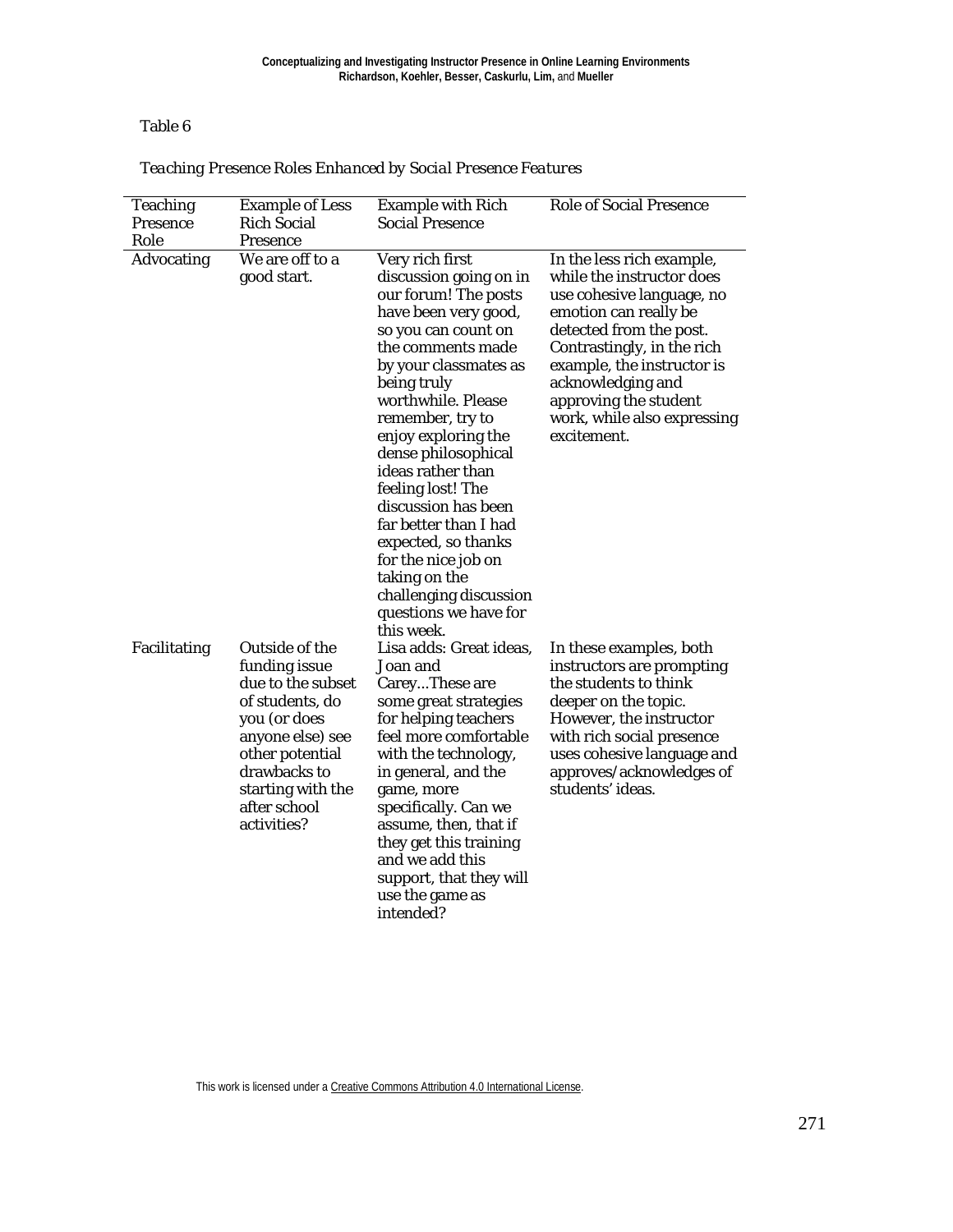Table 6

*Teaching Presence Roles Enhanced by Social Presence Features*

| Teaching Presence Role | Example of Less Rich Social Presence | Example with Rich Social Presence | Role of Social Presence |
|---|---|---|---|
| Advocating | We are off to a good start. | Very rich first discussion going on in our forum! The posts have been very good, so you can count on the comments made by your classmates as being truly worthwhile. Please remember, try to enjoy exploring the dense philosophical ideas rather than feeling lost! The discussion has been far better than I had expected, so thanks for the nice job on taking on the challenging discussion questions we have for this week. | In the less rich example, while the instructor does use cohesive language, no emotion can really be detected from the post. Contrastingly, in the rich example, the instructor is acknowledging and approving the student work, while also expressing excitement. |
| Facilitating | Outside of the funding issue due to the subset of students, do you (or does anyone else) see other potential drawbacks to starting with the after school activities? | Lisa adds: Great ideas, Joan and Carey...These are some great strategies for helping teachers feel more comfortable with the technology, in general, and the game, more specifically. Can we assume, then, that if they get this training and we add this support, that they will use the game as intended? | In these examples, both instructors are prompting the students to think deeper on the topic. However, the instructor with rich social presence uses cohesive language and approves/acknowledges of students' ideas. |

This work is licensed under a Creative Commons Attribution 4.0 International License.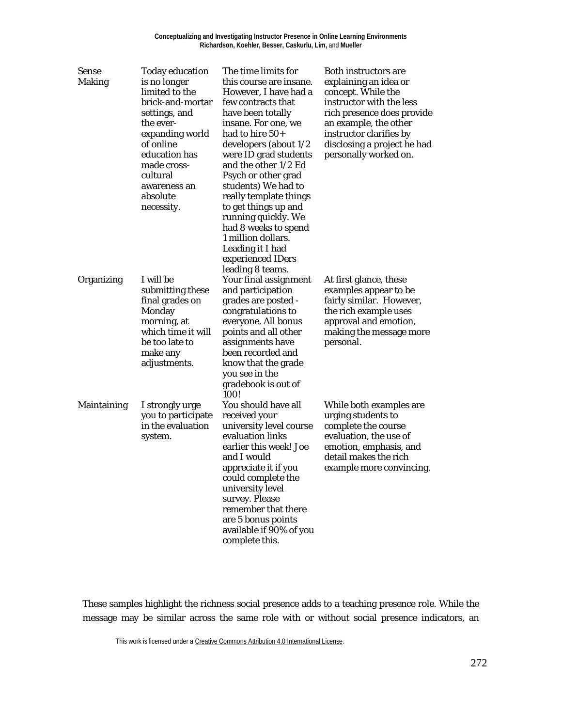| | | | |
|---|---|---|---|
| Sense Making | Today education is no longer limited to the brick-and-mortar settings, and the ever-expanding world of online education has made cross-cultural awareness an absolute necessity. | The time limits for this course are insane. However, I have had a few contracts that have been totally insane. For one, we had to hire 50+ developers (about 1/2 were ID grad students and the other 1/2 Ed Psych or other grad students) We had to really template things to get things up and running quickly. We had 8 weeks to spend 1 million dollars. Leading it I had experienced IDers leading 8 teams. | Both instructors are explaining an idea or concept. While the instructor with the less rich presence does provide an example, the other instructor clarifies by disclosing a project he had personally worked on. |
| Organizing | I will be submitting these final grades on Monday morning, at which time it will be too late to make any adjustments. | Your final assignment and participation grades are posted - congratulations to everyone. All bonus points and all other assignments have been recorded and know that the grade you see in the gradebook is out of 100! | At first glance, these examples appear to be fairly similar. However, the rich example uses approval and emotion, making the message more personal. |
| Maintaining | I strongly urge you to participate in the evaluation system. | You should have all received your university level course evaluation links earlier this week! Joe and I would appreciate it if you could complete the university level survey. Please remember that there are 5 bonus points available if 90% of you complete this. | While both examples are urging students to complete the course evaluation, the use of emotion, emphasis, and detail makes the rich example more convincing. |

These samples highlight the richness social presence adds to a teaching presence role. While the message may be similar across the same role with or without social presence indicators, an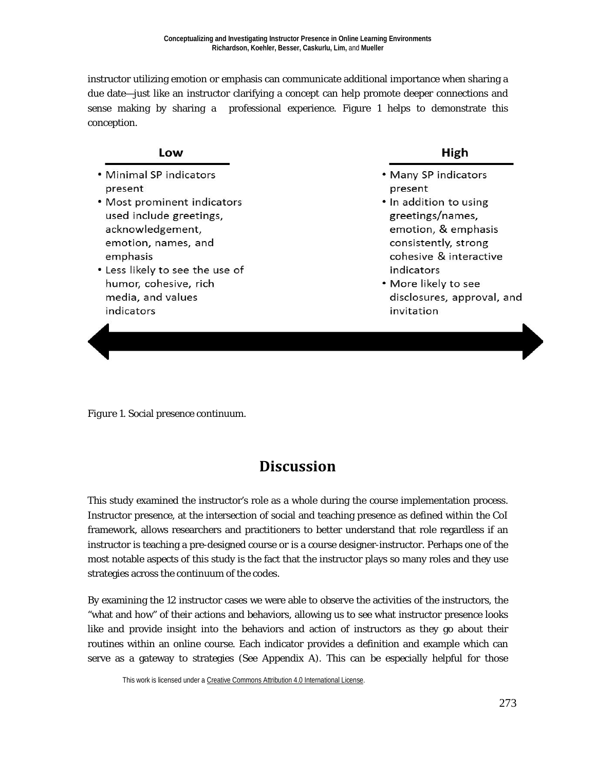instructor utilizing emotion or emphasis can communicate additional importance when sharing a due date—just like an instructor clarifying a concept can help promote deeper connections and sense making by sharing a professional experience. Figure 1 helps to demonstrate this conception.

| Low | High |
|---|---|
| • Minimal SP indicators present<br>• Most prominent indicators used include greetings, acknowledgement, emotion, names, and emphasis<br>• Less likely to see the use of humor, cohesive, rich media, and values indicators | • Many SP indicators present<br>• In addition to using greetings/names, emotion, & emphasis consistently, strong cohesive & interactive indicators<br>• More likely to see disclosures, approval, and invitation |

*Figure 1.* Social presence continuum.

## Discussion

This study examined the instructor's role as a whole during the course implementation process. Instructor presence, at the intersection of social and teaching presence as defined within the CoI framework, allows researchers and practitioners to better understand that role regardless if an instructor is teaching a pre-designed course or is a course designer-instructor. Perhaps one of the most notable aspects of this study is the fact that the instructor plays so many roles and they use strategies across the continuum of the codes.

By examining the 12 instructor cases we were able to observe the activities of the instructors, the "what and how" of their actions and behaviors, allowing us to see what instructor presence looks like and provide insight into the behaviors and action of instructors as they go about their routines within an online course. Each indicator provides a definition and example which can serve as a gateway to strategies (See Appendix A). This can be especially helpful for those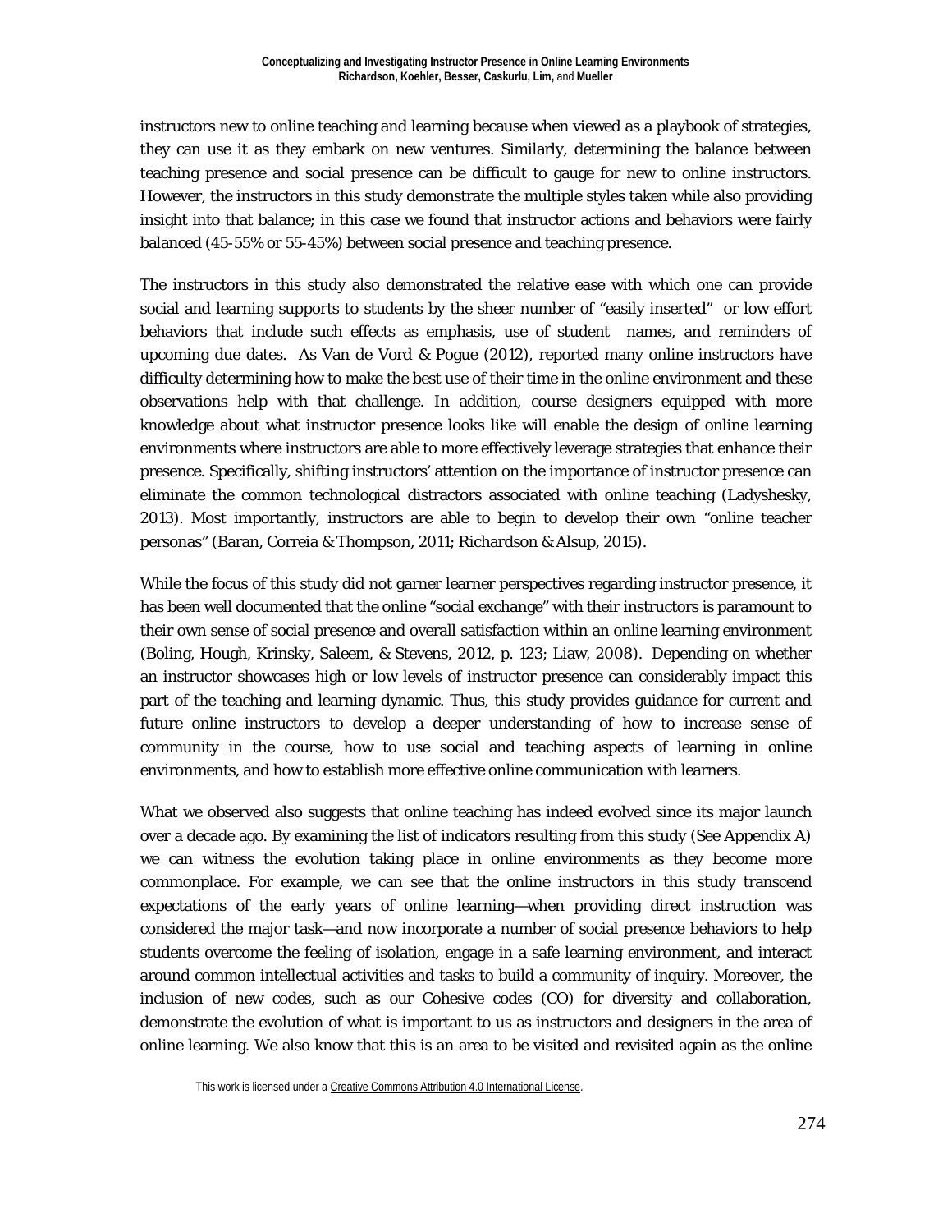instructors new to online teaching and learning because when viewed as a playbook of strategies, they can use it as they embark on new ventures. Similarly, determining the balance between teaching presence and social presence can be difficult to gauge for new to online instructors. However, the instructors in this study demonstrate the multiple styles taken while also providing insight into that balance; in this case we found that instructor actions and behaviors were fairly balanced (45-55% or 55-45%) between social presence and teaching presence.

The instructors in this study also demonstrated the relative ease with which one can provide social and learning supports to students by the sheer number of "easily inserted" or low effort behaviors that include such effects as emphasis, use of student names, and reminders of upcoming due dates. As Van de Vord & Pogue (2012), reported many online instructors have difficulty determining how to make the best use of their time in the online environment and these observations help with that challenge. In addition, course designers equipped with more knowledge about what instructor presence looks like will enable the design of online learning environments where instructors are able to more effectively leverage strategies that enhance their presence. Specifically, shifting instructors' attention on the importance of instructor presence can eliminate the common technological distractors associated with online teaching (Ladyshesky, 2013). Most importantly, instructors are able to begin to develop their own "online teacher personas" (Baran, Correia & Thompson, 2011; Richardson & Alsup, 2015).

While the focus of this study did not garner learner perspectives regarding instructor presence, it has been well documented that the online "social exchange" with their instructors is paramount to their own sense of social presence and overall satisfaction within an online learning environment (Boling, Hough, Krinsky, Saleem, & Stevens, 2012, p. 123; Liaw, 2008). Depending on whether an instructor showcases high or low levels of instructor presence can considerably impact this part of the teaching and learning dynamic. Thus, this study provides guidance for current and future online instructors to develop a deeper understanding of how to increase sense of community in the course, how to use social and teaching aspects of learning in online environments, and how to establish more effective online communication with learners.

What we observed also suggests that online teaching has indeed evolved since its major launch over a decade ago. By examining the list of indicators resulting from this study (See Appendix A) we can witness the evolution taking place in online environments as they become more commonplace. For example, we can see that the online instructors in this study transcend expectations of the early years of online learning—when providing direct instruction was considered the major task—and now incorporate a number of social presence behaviors to help students overcome the feeling of isolation, engage in a safe learning environment, and interact around common intellectual activities and tasks to build a community of inquiry. Moreover, the inclusion of new codes, such as our Cohesive codes (CO) for diversity and collaboration, demonstrate the evolution of what is important to us as instructors and designers in the area of online learning. We also know that this is an area to be visited and revisited again as the online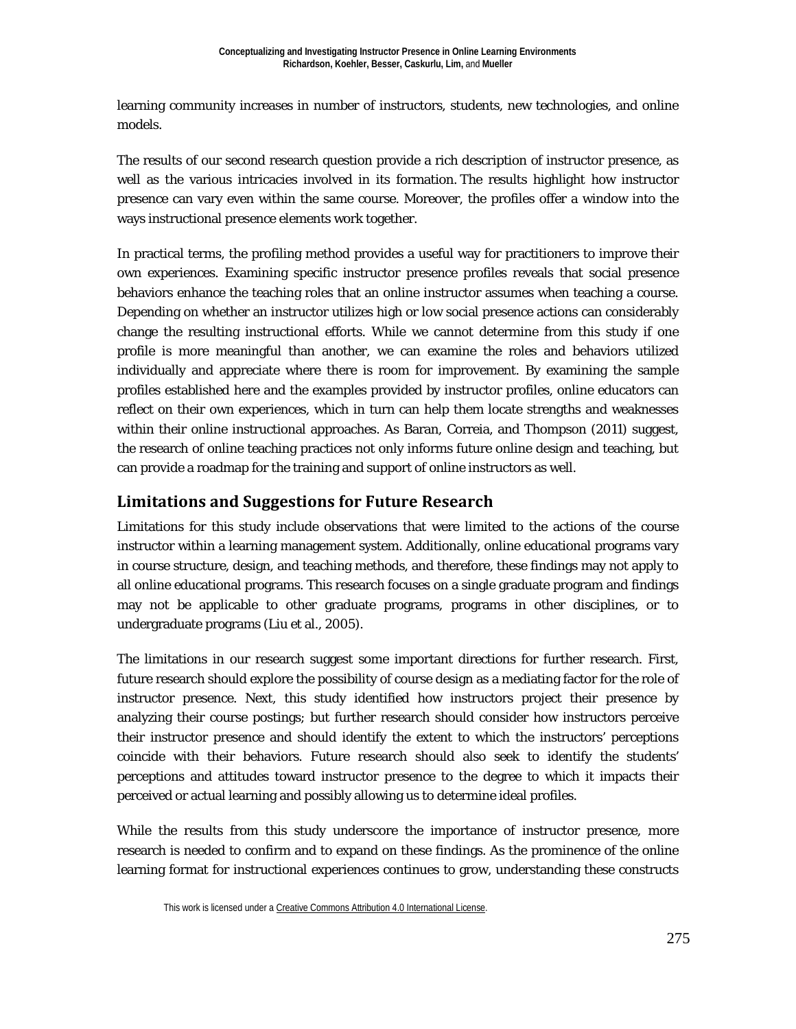learning community increases in number of instructors, students, new technologies, and online models.

The results of our second research question provide a rich description of instructor presence, as well as the various intricacies involved in its formation. The results highlight how instructor presence can vary even within the same course. Moreover, the profiles offer a window into the ways instructional presence elements work together.

In practical terms, the profiling method provides a useful way for practitioners to improve their own experiences. Examining specific instructor presence profiles reveals that social presence behaviors enhance the teaching roles that an online instructor assumes when teaching a course. Depending on whether an instructor utilizes high or low social presence actions can considerably change the resulting instructional efforts. While we cannot determine from this study if one profile is more meaningful than another, we can examine the roles and behaviors utilized individually and appreciate where there is room for improvement. By examining the sample profiles established here and the examples provided by instructor profiles, online educators can reflect on their own experiences, which in turn can help them locate strengths and weaknesses within their online instructional approaches. As Baran, Correia, and Thompson (2011) suggest, the research of online teaching practices not only informs future online design and teaching, but can provide a roadmap for the training and support of online instructors as well.

## Limitations and Suggestions for Future Research

Limitations for this study include observations that were limited to the actions of the course instructor within a learning management system. Additionally, online educational programs vary in course structure, design, and teaching methods, and therefore, these findings may not apply to all online educational programs. This research focuses on a single graduate program and findings may not be applicable to other graduate programs, programs in other disciplines, or to undergraduate programs (Liu et al., 2005).

The limitations in our research suggest some important directions for further research. First, future research should explore the possibility of course design as a mediating factor for the role of instructor presence. Next, this study identified how instructors project their presence by analyzing their course postings; but further research should consider how instructors perceive their instructor presence and should identify the extent to which the instructors' perceptions coincide with their behaviors. Future research should also seek to identify the students' perceptions and attitudes toward instructor presence to the degree to which it impacts their perceived or actual learning and possibly allowing us to determine ideal profiles.

While the results from this study underscore the importance of instructor presence, more research is needed to confirm and to expand on these findings. As the prominence of the online learning format for instructional experiences continues to grow, understanding these constructs

This work is licensed under a Creative Commons Attribution 4.0 International License.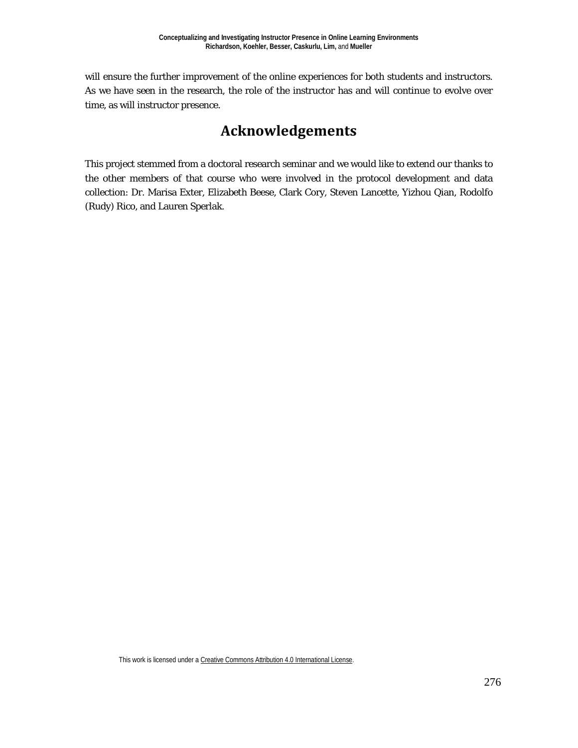will ensure the further improvement of the online experiences for both students and instructors. As we have seen in the research, the role of the instructor has and will continue to evolve over time, as will instructor presence.

# Acknowledgements

This project stemmed from a doctoral research seminar and we would like to extend our thanks to the other members of that course who were involved in the protocol development and data collection: Dr. Marisa Exter, Elizabeth Beese, Clark Cory, Steven Lancette, Yizhou Qian, Rodolfo (Rudy) Rico, and Lauren Sperlak.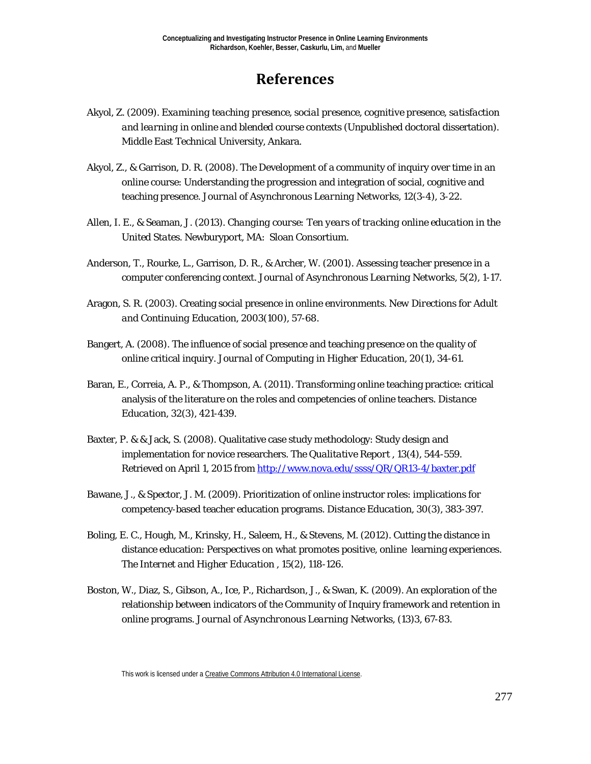# References

Akyol, Z. (2009). *Examining teaching presence, social presence, cognitive presence, satisfaction and learning in online and blended course contexts* (Unpublished doctoral dissertation). Middle East Technical University, Ankara.

Akyol, Z., & Garrison, D. R. (2008). The Development of a community of inquiry over time in an online course: Understanding the progression and integration of social, cognitive and teaching presence. *Journal of Asynchronous Learning Networks*, 12(3-4), 3-22.

Allen, I. E., & Seaman, J. (2013). *Changing course: Ten years of tracking online education in the United States*. Newburyport, MA: Sloan Consortium.

Anderson, T., Rourke, L., Garrison, D. R., & Archer, W. (2001). Assessing teacher presence in a computer conferencing context. *Journal of Asynchronous Learning Networks*, 5(2), 1-17.

Aragon, S. R. (2003). Creating social presence in online environments. *New Directions for Adult and Continuing Education*, 2003(100), 57-68.

Bangert, A. (2008). The influence of social presence and teaching presence on the quality of online critical inquiry. *Journal of Computing in Higher Education*, 20(1), 34-61.

Baran, E., Correia, A. P., & Thompson, A. (2011). Transforming online teaching practice: critical analysis of the literature on the roles and competencies of online teachers. *Distance Education*, 32(3), 421-439.

Baxter, P. & & Jack, S. (2008). Qualitative case study methodology: Study design and implementation for novice researchers. *The Qualitative Report* , 13(4), 544-559. Retrieved on April 1, 2015 from http://www.nova.edu/ssss/QR/QR13-4/baxter.pdf

Bawane, J., & Spector, J. M. (2009). Prioritization of online instructor roles: implications for competency-based teacher education programs. *Distance Education*, 30(3), 383-397.

Boling, E. C., Hough, M., Krinsky, H., Saleem, H., & Stevens, M. (2012). Cutting the distance in distance education: Perspectives on what promotes positive, online learning experiences. *The Internet and Higher Education* , 15(2), 118-126.

Boston, W., Diaz, S., Gibson, A., Ice, P., Richardson, J., & Swan, K. (2009). An exploration of the relationship between indicators of the Community of Inquiry framework and retention in online programs. *Journal of Asynchronous Learning Networks*, (13)3, 67-83.

This work is licensed under a Creative Commons Attribution 4.0 International License.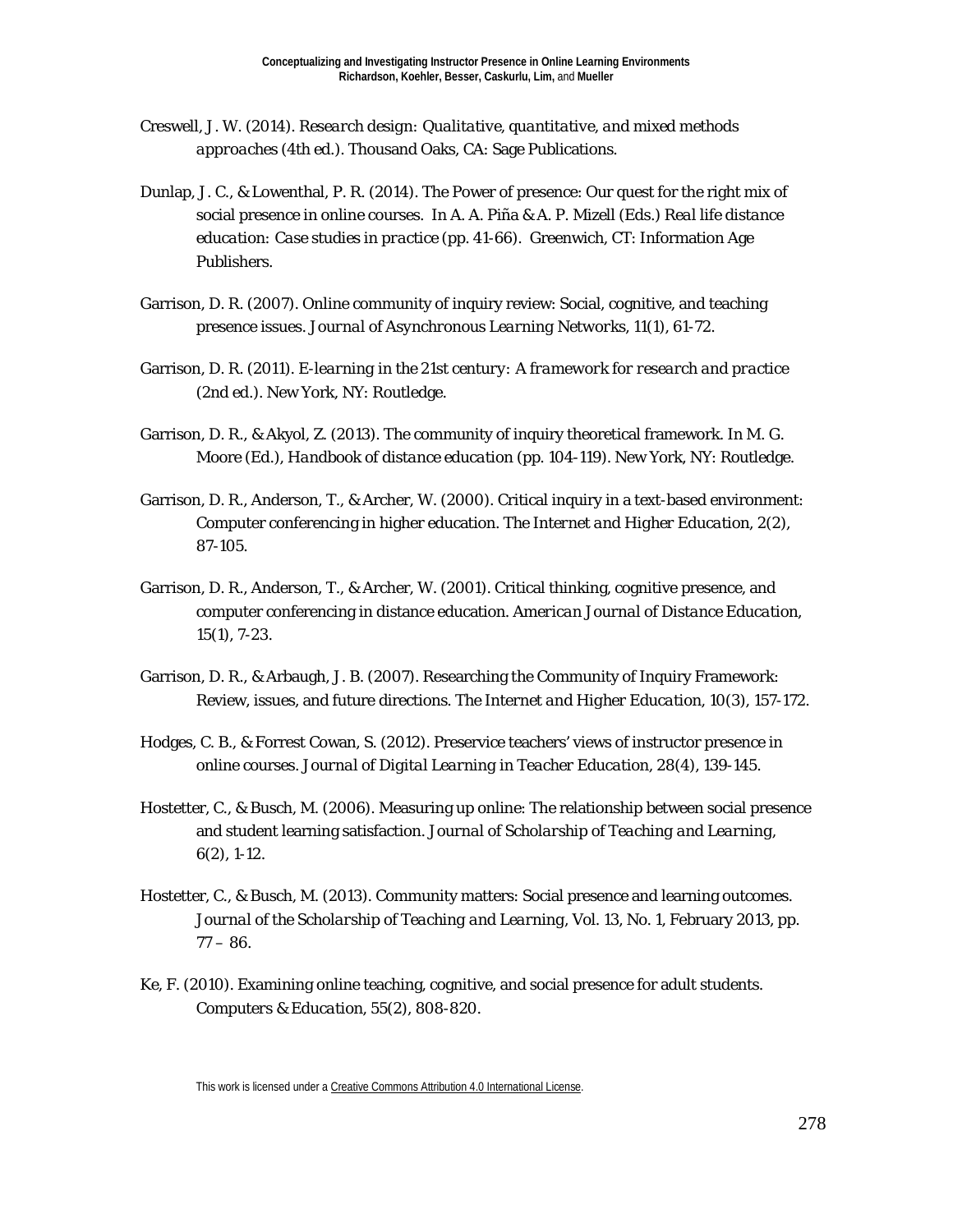Creswell, J. W. (2014). *Research design: Qualitative, quantitative, and mixed methods approaches* (4th ed.). Thousand Oaks, CA: Sage Publications.

Dunlap, J. C., & Lowenthal, P. R. (2014). The Power of presence: Our quest for the right mix of social presence in online courses. In A. A. Piña & A. P. Mizell (Eds.) *Real life distance education: Case studies in practice* (pp. 41-66). Greenwich, CT: Information Age Publishers.

Garrison, D. R. (2007). Online community of inquiry review: Social, cognitive, and teaching presence issues. *Journal of Asynchronous Learning Networks, 11*(1), 61-72.

Garrison, D. R. (2011). *E-learning in the 21st century: A framework for research and practice* (2nd ed.). New York, NY: Routledge.

Garrison, D. R., & Akyol, Z. (2013). The community of inquiry theoretical framework. In M. G. Moore (Ed.), *Handbook of distance education* (pp. 104-119). New York, NY: Routledge.

Garrison, D. R., Anderson, T., & Archer, W. (2000). Critical inquiry in a text-based environment: Computer conferencing in higher education. *The Internet and Higher Education, 2*(2), 87-105.

Garrison, D. R., Anderson, T., & Archer, W. (2001). Critical thinking, cognitive presence, and computer conferencing in distance education. *American Journal of Distance Education, 15*(1), 7-23.

Garrison, D. R., & Arbaugh, J. B. (2007). Researching the Community of Inquiry Framework: Review, issues, and future directions. *The Internet and Higher Education, 10*(3), 157-172.

Hodges, C. B., & Forrest Cowan, S. (2012). Preservice teachers' views of instructor presence in online courses. *Journal of Digital Learning in Teacher Education, 28*(4), 139-145.

Hostetter, C., & Busch, M. (2006). Measuring up online: The relationship between social presence and student learning satisfaction. *Journal of Scholarship of Teaching and Learning, 6*(2), 1-12.

Hostetter, C., & Busch, M. (2013). Community matters: Social presence and learning outcomes. *Journal of the Scholarship of Teaching and Learning*, Vol. 13, No. 1, February 2013, pp. 77 – 86.

Ke, F. (2010). Examining online teaching, cognitive, and social presence for adult students. *Computers & Education, 55*(2), 808-820.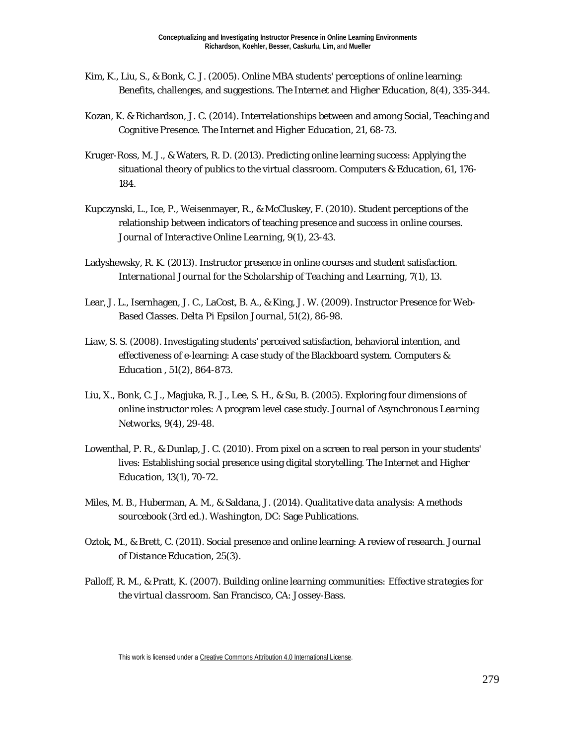Kim, K., Liu, S., & Bonk, C. J. (2005). Online MBA students' perceptions of online learning: Benefits, challenges, and suggestions. *The Internet and Higher Education, 8*(4), 335-344.

Kozan, K. & Richardson, J. C. (2014). Interrelationships between and among Social, Teaching and Cognitive Presence. *The Internet and Higher Education, 21*, 68-73.

Kruger-Ross, M. J., & Waters, R. D. (2013). Predicting online learning success: Applying the situational theory of publics to the virtual classroom. *Computers & Education, 61*, 176-184.

Kupczynski, L., Ice, P., Weisenmayer, R., & McCluskey, F. (2010). Student perceptions of the relationship between indicators of teaching presence and success in online courses. *Journal of Interactive Online Learning, 9*(1), 23-43.

Ladyshewsky, R. K. (2013). Instructor presence in online courses and student satisfaction. *International Journal for the Scholarship of Teaching and Learning, 7*(1), 13.

Lear, J. L., Isernhagen, J. C., LaCost, B. A., & King, J. W. (2009). Instructor Presence for Web-Based Classes. *Delta Pi Epsilon Journal, 51*(2), 86-98.

Liaw, S. S. (2008). Investigating students' perceived satisfaction, behavioral intention, and effectiveness of e-learning: A case study of the Blackboard system. *Computers & Education* , *51*(2), 864-873.

Liu, X., Bonk, C. J., Magjuka, R. J., Lee, S. H., & Su, B. (2005). Exploring four dimensions of online instructor roles: A program level case study. *Journal of Asynchronous Learning Networks, 9*(4), 29-48.

Lowenthal, P. R., & Dunlap, J. C. (2010). From pixel on a screen to real person in your students' lives: Establishing social presence using digital storytelling. *The Internet and Higher Education, 13*(1), 70-72.

Miles, M. B., Huberman, A. M., & Saldana, J. (2014). *Qualitative data analysis: A methods sourcebook* (3rd ed.). Washington, DC: Sage Publications.

Oztok, M., & Brett, C. (2011). Social presence and online learning: A review of research. *Journal of Distance Education, 25*(3).

Palloff, R. M., & Pratt, K. (2007). *Building online learning communities: Effective strategies for the virtual classroom.* San Francisco, CA: Jossey-Bass.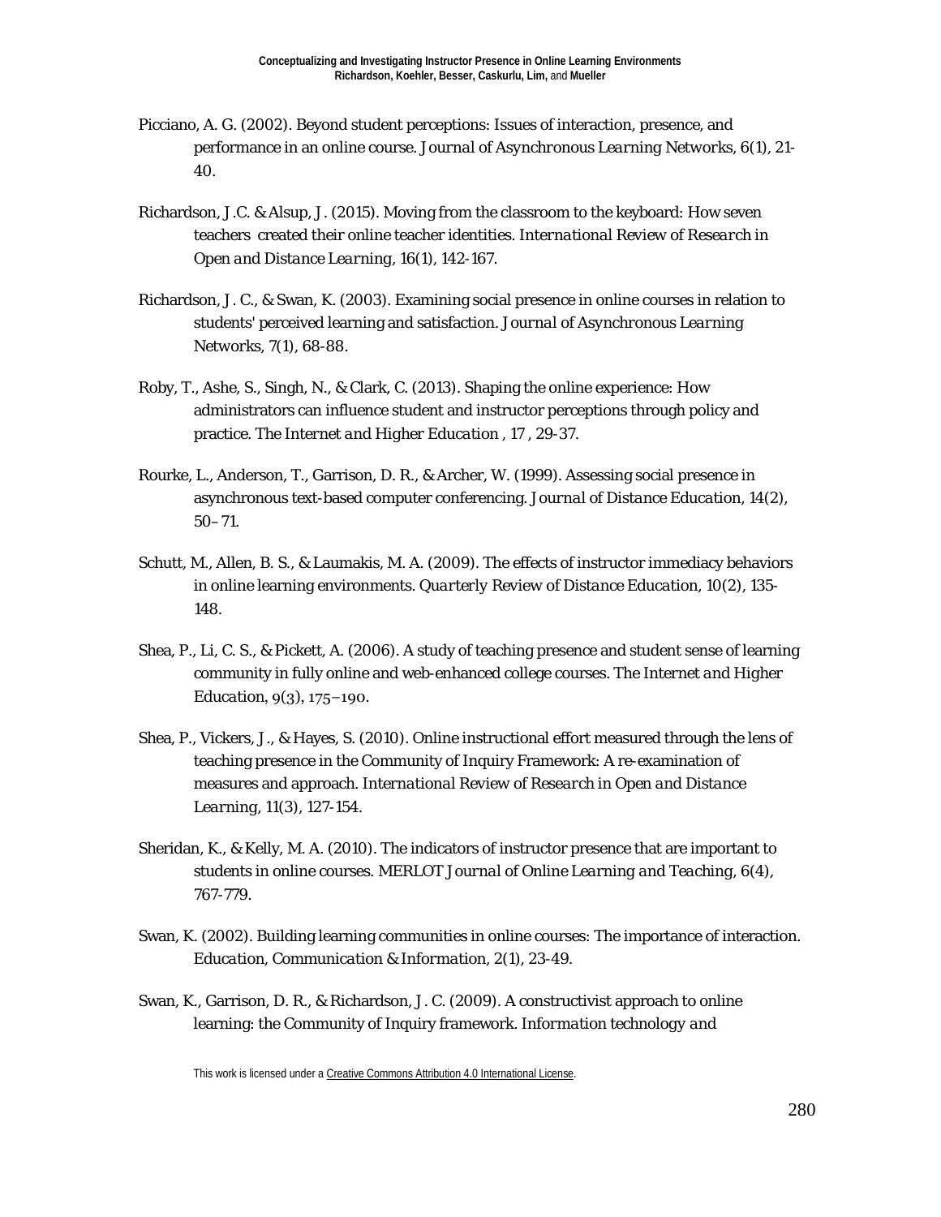Picciano, A. G. (2002). Beyond student perceptions: Issues of interaction, presence, and performance in an online course. *Journal of Asynchronous Learning Networks*, 6(1), 21-40.

Richardson, J.C. & Alsup, J. (2015). Moving from the classroom to the keyboard: How seven teachers created their online teacher identities. *International Review of Research in Open and Distance Learning*, 16(1), 142-167.

Richardson, J. C., & Swan, K. (2003). Examining social presence in online courses in relation to students' perceived learning and satisfaction. *Journal of Asynchronous Learning Networks*, 7(1), 68-88.

Roby, T., Ashe, S., Singh, N., & Clark, C. (2013). Shaping the online experience: How administrators can influence student and instructor perceptions through policy and practice. *The Internet and Higher Education* , *17* , 29-37.

Rourke, L., Anderson, T., Garrison, D. R., & Archer, W. (1999). Assessing social presence in asynchronous text-based computer conferencing. *Journal of Distance Education*, 14(2), 50–71.

Schutt, M., Allen, B. S., & Laumakis, M. A. (2009). The effects of instructor immediacy behaviors in online learning environments. *Quarterly Review of Distance Education*, 10(2), 135-148.

Shea, P., Li, C. S., & Pickett, A. (2006). A study of teaching presence and student sense of learning community in fully online and web-enhanced college courses. *The Internet and Higher Education*, 9(3), 175–190.

Shea, P., Vickers, J., & Hayes, S. (2010). Online instructional effort measured through the lens of teaching presence in the Community of Inquiry Framework: A re-examination of measures and approach. *International Review of Research in Open and Distance Learning*, 11(3), 127-154.

Sheridan, K., & Kelly, M. A. (2010). The indicators of instructor presence that are important to students in online courses. *MERLOT Journal of Online Learning and Teaching*, 6(4), 767-779.

Swan, K. (2002). Building learning communities in online courses: The importance of interaction. *Education, Communication & Information*, 2(1), 23-49.

Swan, K., Garrison, D. R., & Richardson, J. C. (2009). A constructivist approach to online learning: the Community of Inquiry framework. *Information technology and*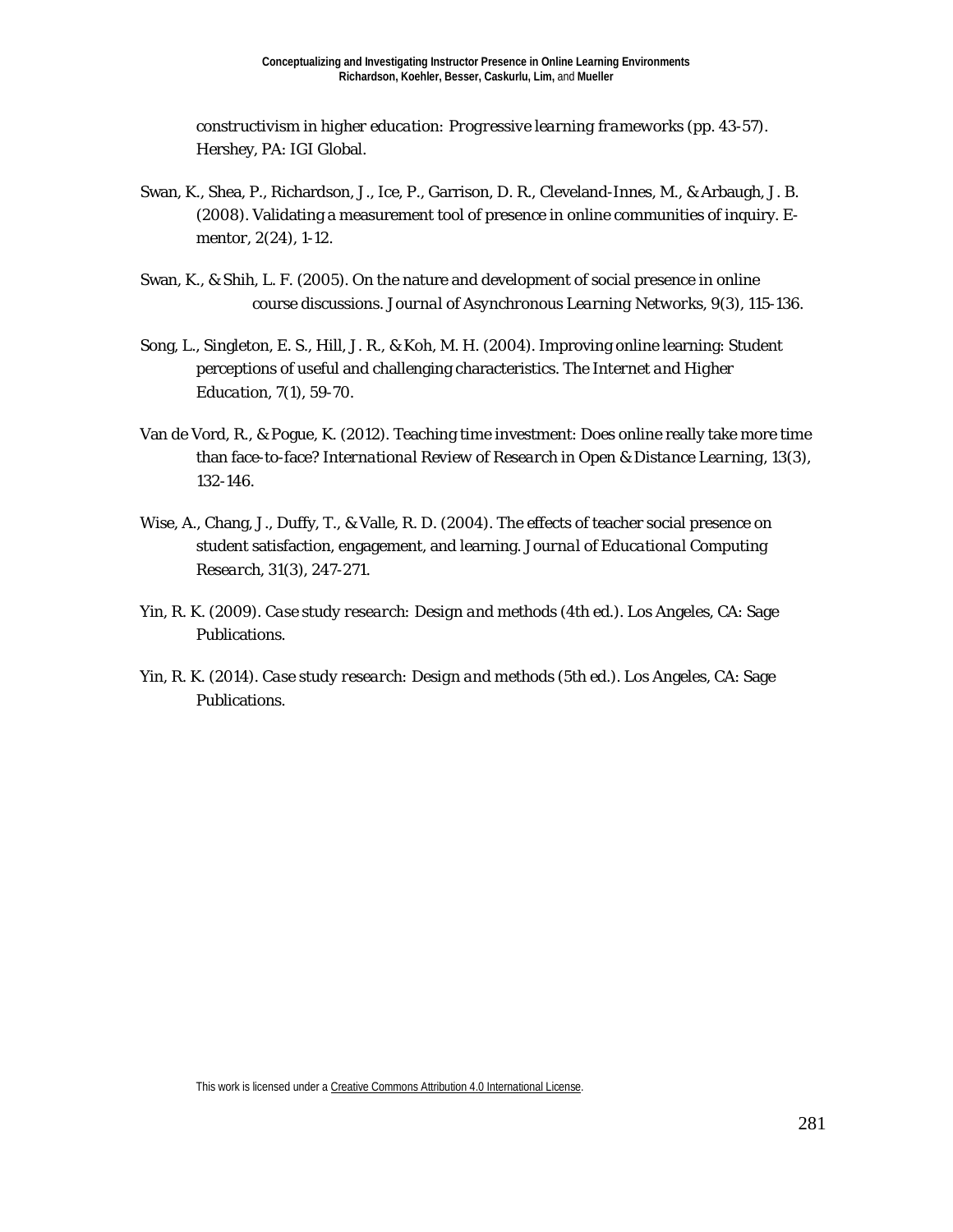constructivism in higher education: *Progressive learning frameworks* (pp. 43-57). Hershey, PA: IGI Global.

Swan, K., Shea, P., Richardson, J., Ice, P., Garrison, D. R., Cleveland-Innes, M., & Arbaugh, J. B. (2008). Validating a measurement tool of presence in online communities of inquiry. *E-mentor, 2*(24), 1-12.

Swan, K., & Shih, L. F. (2005). On the nature and development of social presence in online course discussions. *Journal of Asynchronous Learning Networks, 9*(3), 115-136.

Song, L., Singleton, E. S., Hill, J. R., & Koh, M. H. (2004). Improving online learning: Student perceptions of useful and challenging characteristics. *The Internet and Higher Education, 7*(1), 59-70.

Van de Vord, R., & Pogue, K. (2012). Teaching time investment: Does online really take more time than face-to-face? *International Review of Research in Open & Distance Learning, 13*(3), 132-146.

Wise, A., Chang, J., Duffy, T., & Valle, R. D. (2004). The effects of teacher social presence on student satisfaction, engagement, and learning. *Journal of Educational Computing Research, 31*(3), 247-271.

Yin, R. K. (2009). *Case study research: Design and methods* (4th ed.). Los Angeles, CA: Sage Publications.

Yin, R. K. (2014). *Case study research: Design and methods* (5th ed.). Los Angeles, CA: Sage Publications.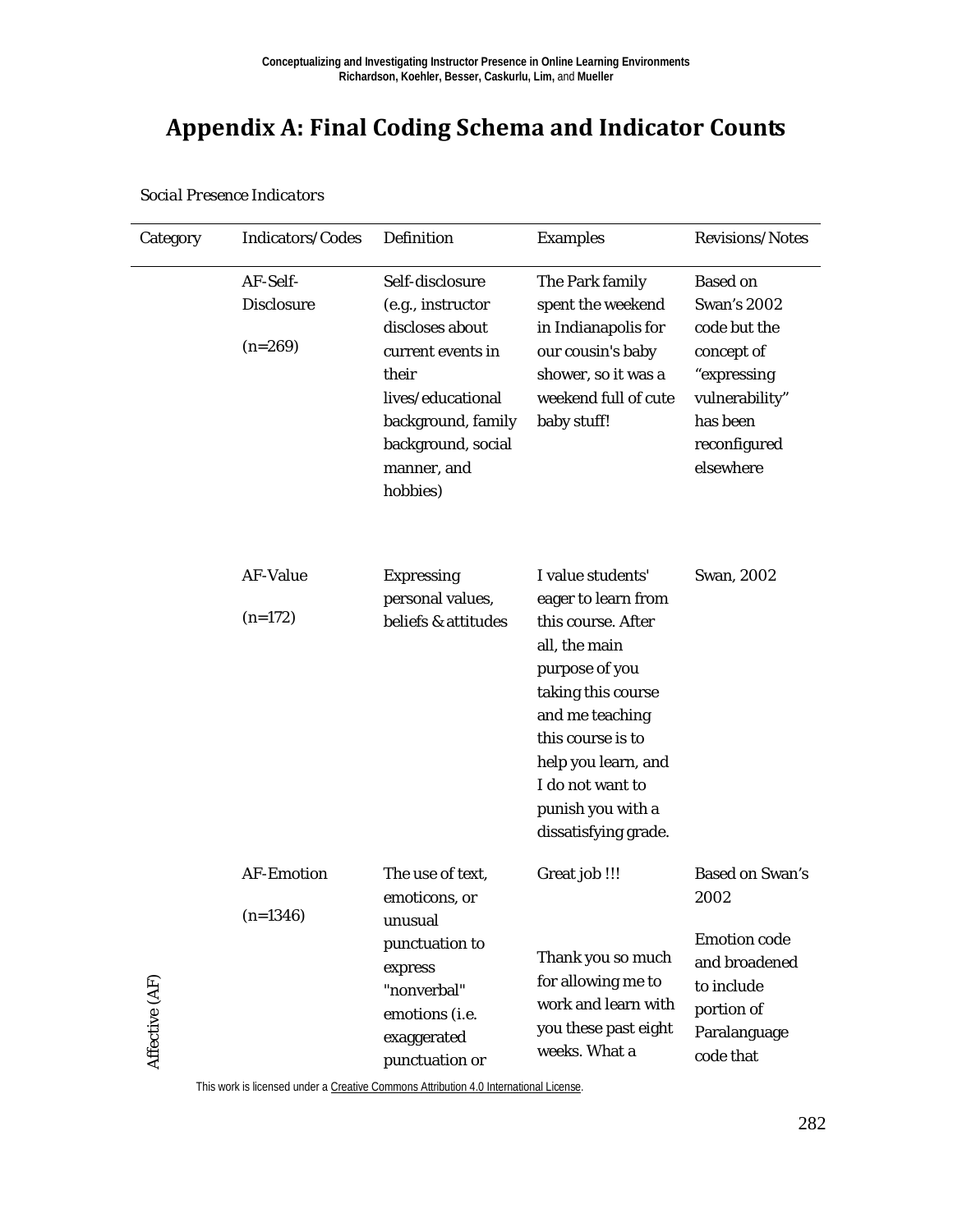# Appendix A: Final Coding Schema and Indicator Counts

*Social Presence Indicators*

| Category | Indicators/Codes | Definition | Examples | Revisions/Notes |
|---|---|---|---|---|
| | AF-Self-Disclosure (n=269) | Self-disclosure (e.g., instructor discloses about current events in their lives/educational background, family background, social manner, and hobbies) | The Park family spent the weekend in Indianapolis for our cousin's baby shower, so it was a weekend full of cute baby stuff! | Based on Swan's 2002 code but the concept of "expressing vulnerability" has been reconfigured elsewhere |
| | AF-Value (n=172) | Expressing personal values, beliefs & attitudes | I value students' eager to learn from this course. After all, the main purpose of you taking this course and me teaching this course is to help you learn, and I do not want to punish you with a dissatisfying grade. | Swan, 2002 |
| Affective (AF) | AF-Emotion (n=1346) | The use of text, emoticons, or unusual punctuation to express "nonverbal" emotions (i.e. exaggerated punctuation or | Great job !!!<br><br>Thank you so much for allowing me to work and learn with you these past eight weeks. What a | Based on Swan's 2002<br><br>Emotion code and broadened to include portion of Paralanguage code that |

This work is licensed under a Creative Commons Attribution 4.0 International License.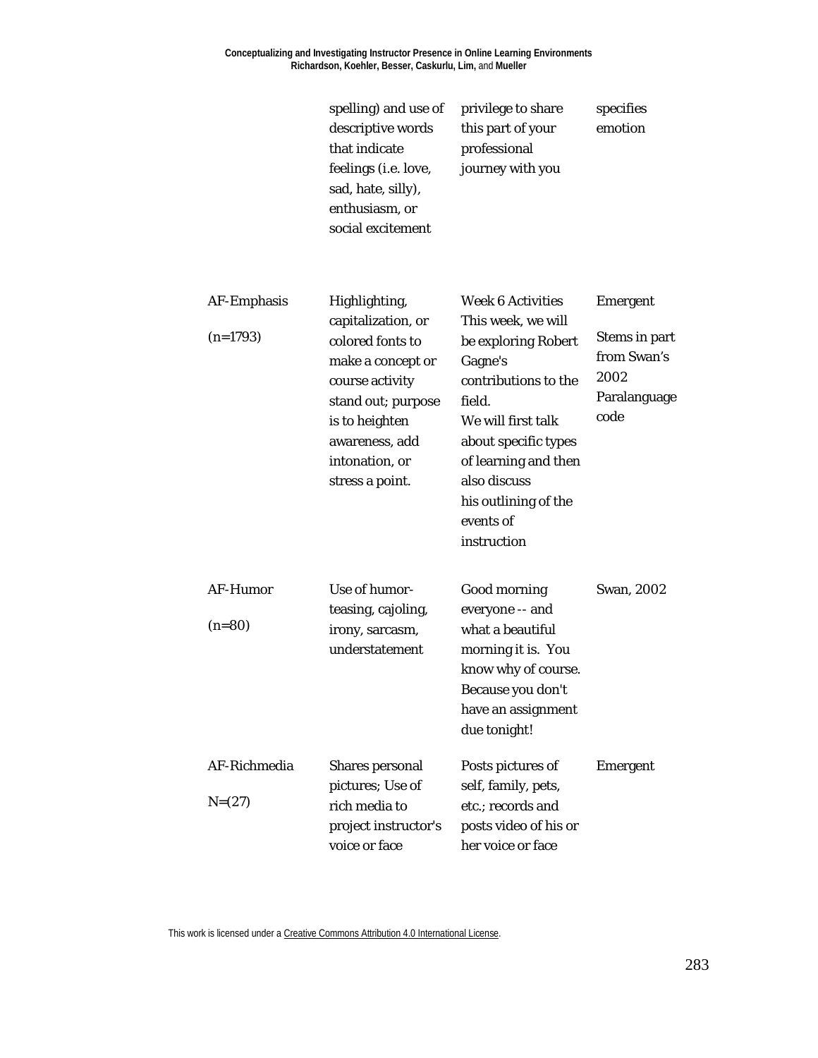|  | spelling) and use of descriptive words that indicate feelings (i.e. love, sad, hate, silly), enthusiasm, or social excitement | privilege to share this part of your professional journey with you | specifies emotion |
| --- | --- | --- | --- |
| AF-Emphasis (n=1793) | Highlighting, capitalization, or colored fonts to make a concept or course activity stand out; purpose is to heighten awareness, add intonation, or stress a point. | Week 6 Activities This week, we will be exploring Robert Gagne's contributions to the field. We will first talk about specific types of learning and then also discuss his outlining of the events of instruction | Emergent Stems in part from Swan's 2002 Paralanguage code |
| AF-Humor (n=80) | Use of humor-teasing, cajoling, irony, sarcasm, understatement | Good morning everyone -- and what a beautiful morning it is. You know why of course. Because you don't have an assignment due tonight! | Swan, 2002 |
| AF-Richmedia N=(27) | Shares personal pictures; Use of rich media to project instructor's voice or face | Posts pictures of self, family, pets, etc.; records and posts video of his or her voice or face | Emergent |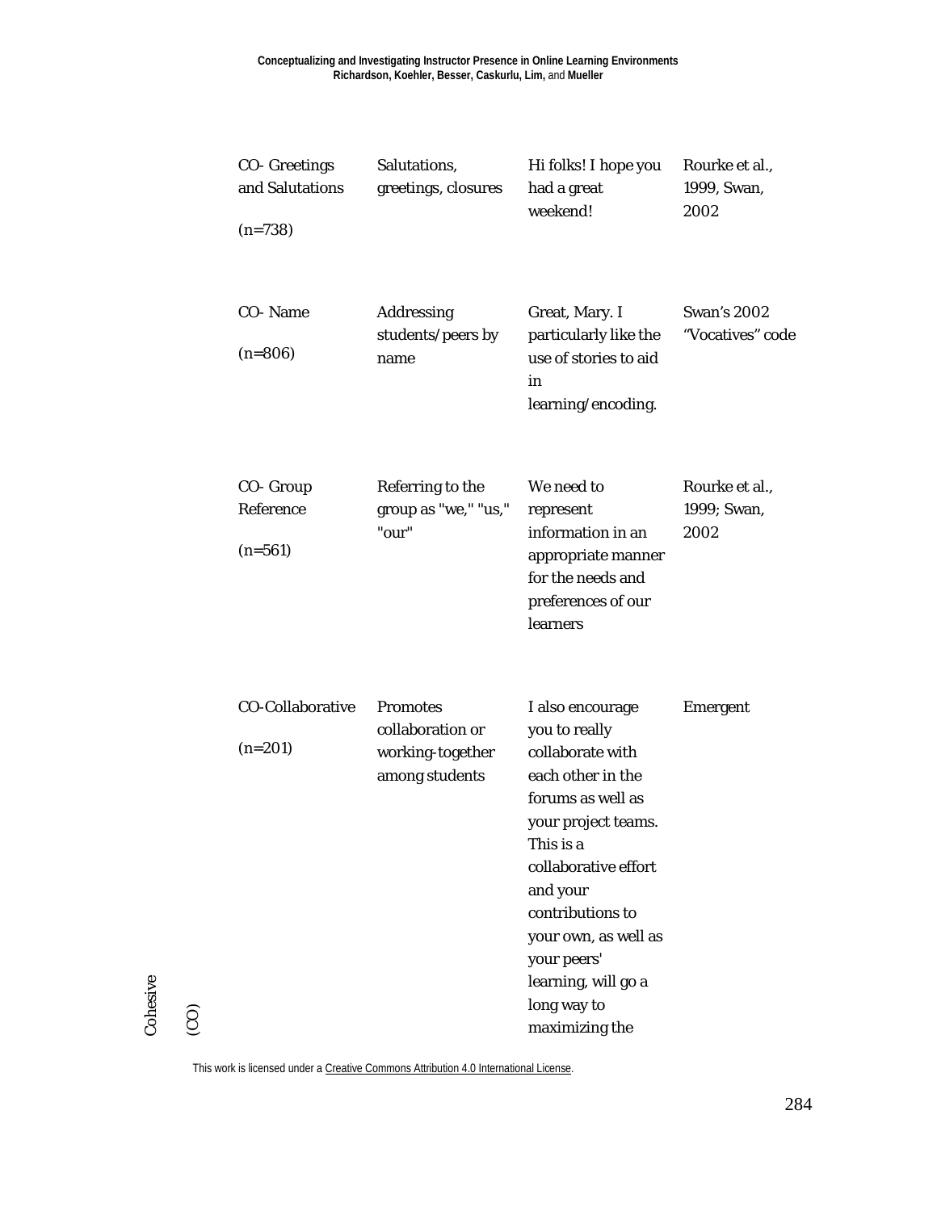| Cohesive (CO) | CO- Greetings and Salutations (n=738) | Salutations, greetings, closures | Hi folks! I hope you had a great weekend! | Rourke et al., 1999, Swan, 2002 |
|---|---|---|---|---|
| | CO- Name (n=806) | Addressing students/peers by name | Great, Mary. I particularly like the use of stories to aid in learning/encoding. | Swan's 2002 "Vocatives" code |
| | CO- Group Reference (n=561) | Referring to the group as "we," "us," "our" | We need to represent information in an appropriate manner for the needs and preferences of our learners | Rourke et al., 1999; Swan, 2002 |
| | CO-Collaborative (n=201) | Promotes collaboration or working-together among students | I also encourage you to really collaborate with each other in the forums as well as your project teams. This is a collaborative effort and your contributions to your own, as well as your peers' learning, will go a long way to maximizing the | Emergent |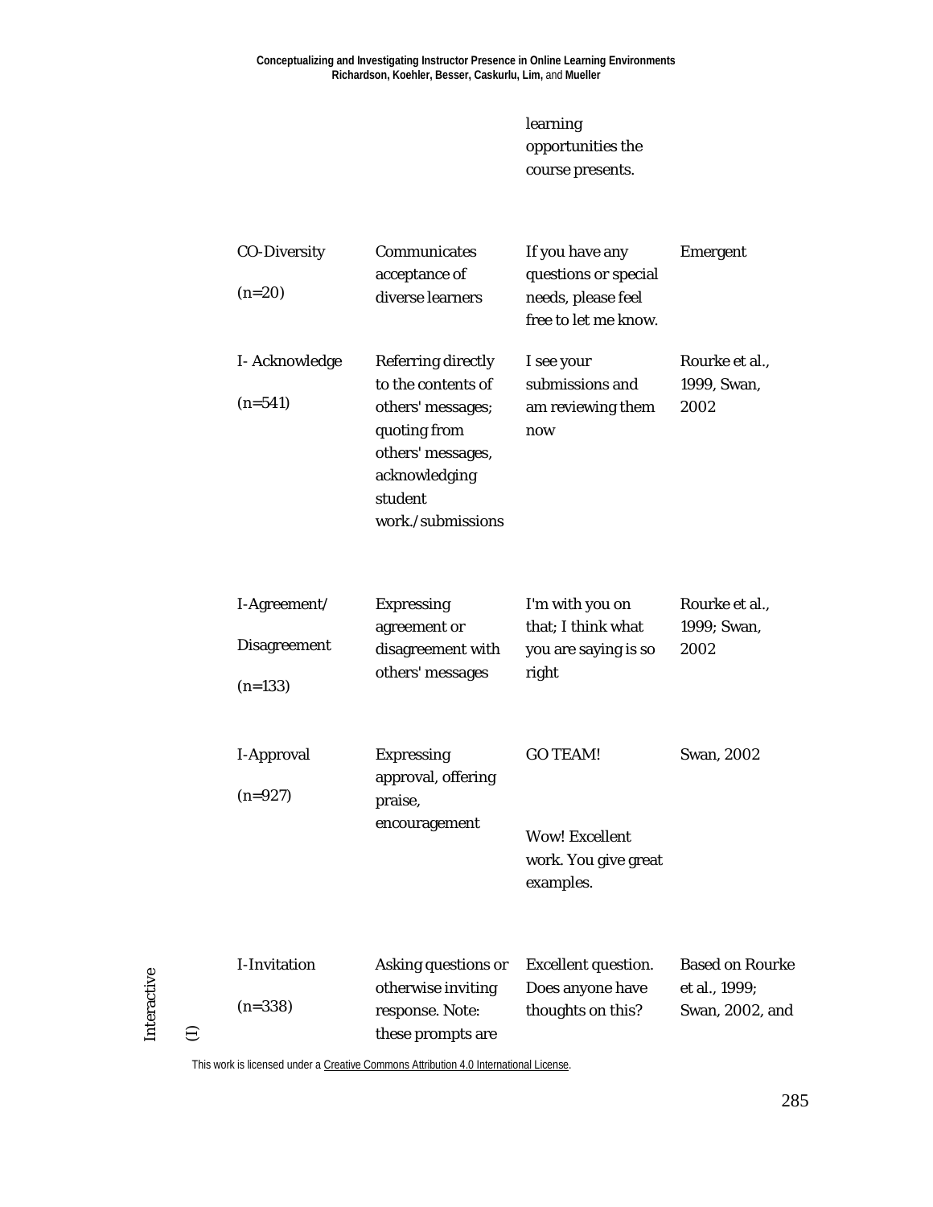| | | | learning opportunities the course presents. | |
|---|---|---|---|---|
| | CO-Diversity (n=20) | Communicates acceptance of diverse learners | If you have any questions or special needs, please feel free to let me know. | Emergent |
| | I- Acknowledge (n=541) | Referring directly to the contents of others' messages; quoting from others' messages, acknowledging student work./submissions | I see your submissions and am reviewing them now | Rourke et al., 1999, Swan, 2002 |
| | I-Agreement/ Disagreement (n=133) | Expressing agreement or disagreement with others' messages | I'm with you on that; I think what you are saying is so right | Rourke et al., 1999; Swan, 2002 |
| | I-Approval (n=927) | Expressing approval, offering praise, encouragement | GO TEAM! Wow! Excellent work. You give great examples. | Swan, 2002 |
| Interactive (I) | I-Invitation (n=338) | Asking questions or otherwise inviting response. Note: these prompts are | Excellent question. Does anyone have thoughts on this? | Based on Rourke et al., 1999; Swan, 2002, and |

This work is licensed under a Creative Commons Attribution 4.0 International License.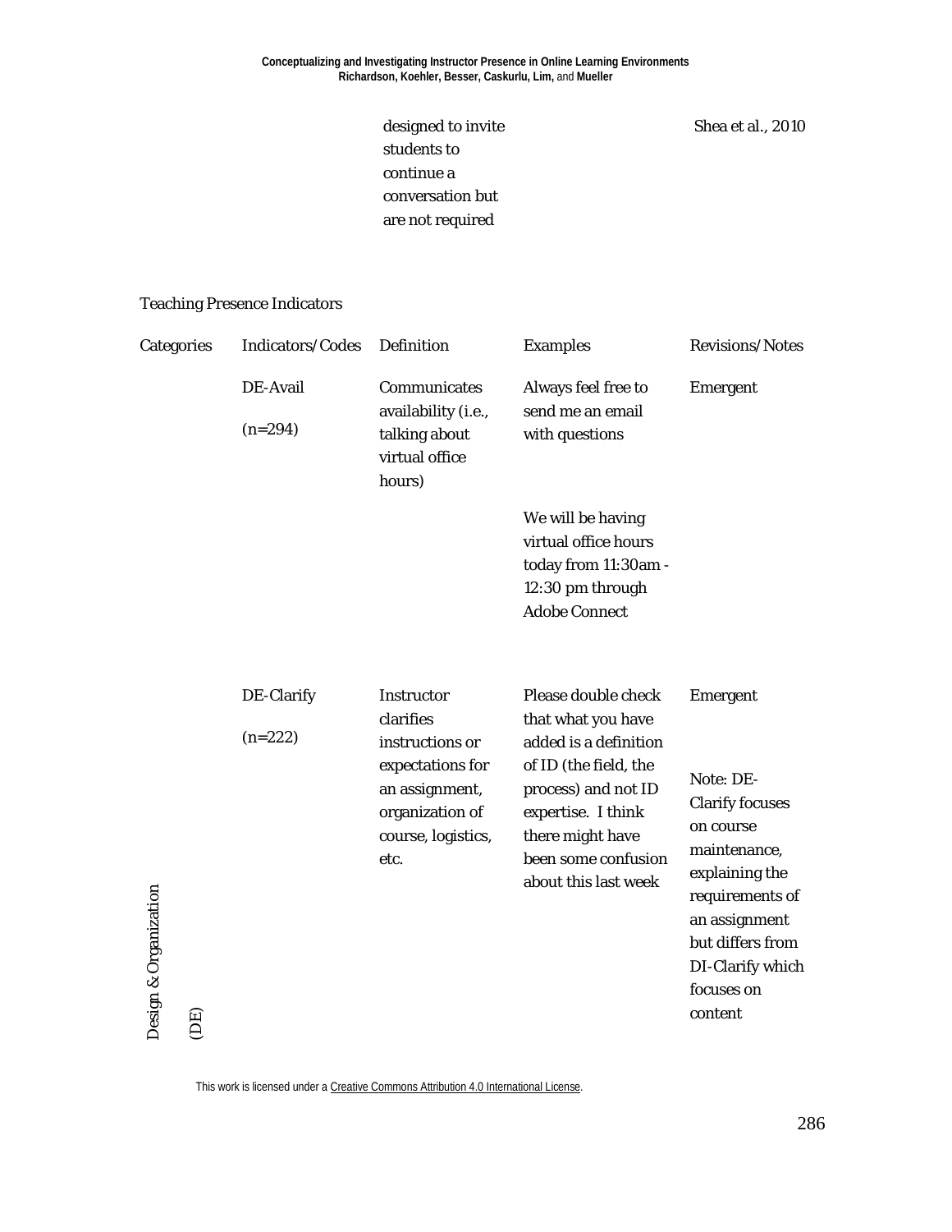| | | designed to invite students to continue a conversation but are not required | | Shea et al., 2010 |
|---|---|---|---|---|

Teaching Presence Indicators

| Categories | Indicators/Codes | Definition | Examples | Revisions/Notes |
|---|---|---|---|---|
| Design & Organization (DE) | DE-Avail (n=294) | Communicates availability (i.e., talking about virtual office hours) | Always feel free to send me an email with questions<br><br>We will be having virtual office hours today from 11:30am - 12:30 pm through Adobe Connect | Emergent |
| | DE-Clarify (n=222) | Instructor clarifies instructions or expectations for an assignment, organization of course, logistics, etc. | Please double check that what you have added is a definition of ID (the field, the process) and not ID expertise. I think there might have been some confusion about this last week | Emergent<br><br>Note: DE-Clarify focuses on course maintenance, explaining the requirements of an assignment but differs from DI-Clarify which focuses on content |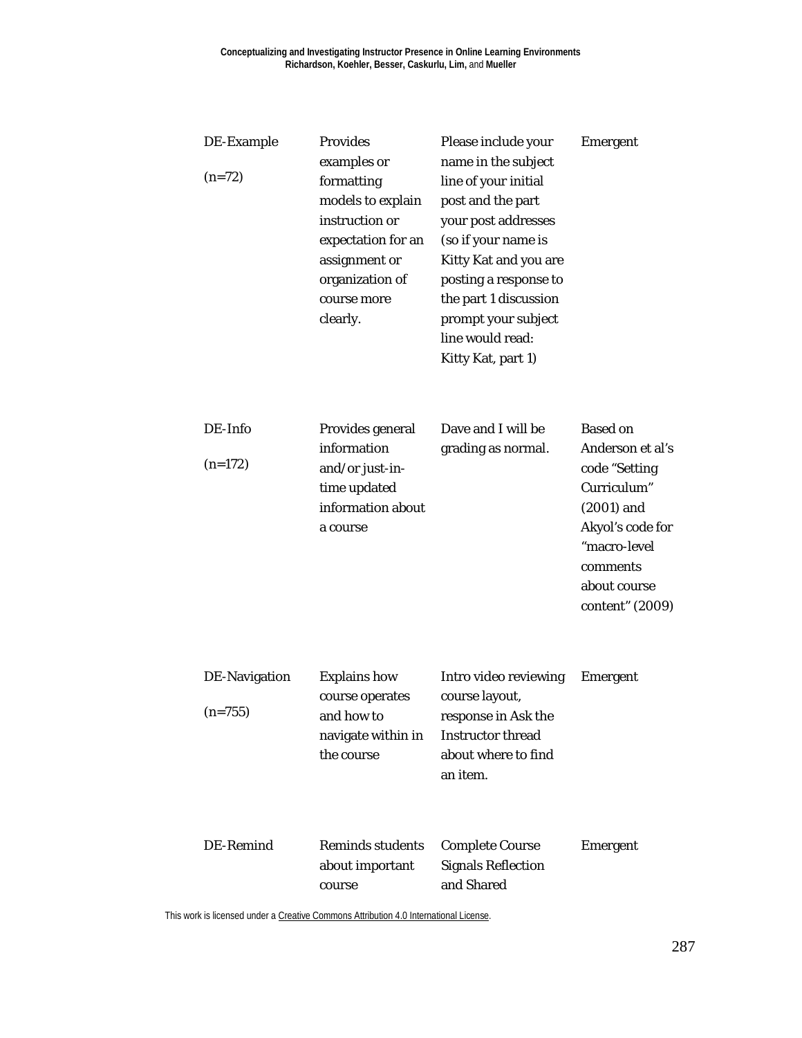| | | | |
|---|---|---|---|
| DE-Example (n=72) | Provides examples or formatting models to explain instruction or expectation for an assignment or organization of course more clearly. | Please include your name in the subject line of your initial post and the part your post addresses (so if your name is Kitty Kat and you are posting a response to the part 1 discussion prompt your subject line would read: Kitty Kat, part 1) | Emergent |
| DE-Info (n=172) | Provides general information and/or just-in-time updated information about a course | Dave and I will be grading as normal. | Based on Anderson et al's code "Setting Curriculum" (2001) and Akyol's code for "macro-level comments about course content" (2009) |
| DE-Navigation (n=755) | Explains how course operates and how to navigate within in the course | Intro video reviewing course layout, response in Ask the Instructor thread about where to find an item. | Emergent |
| DE-Remind | Reminds students about important course | Complete Course Signals Reflection and Shared | Emergent |

This work is licensed under a Creative Commons Attribution 4.0 International License.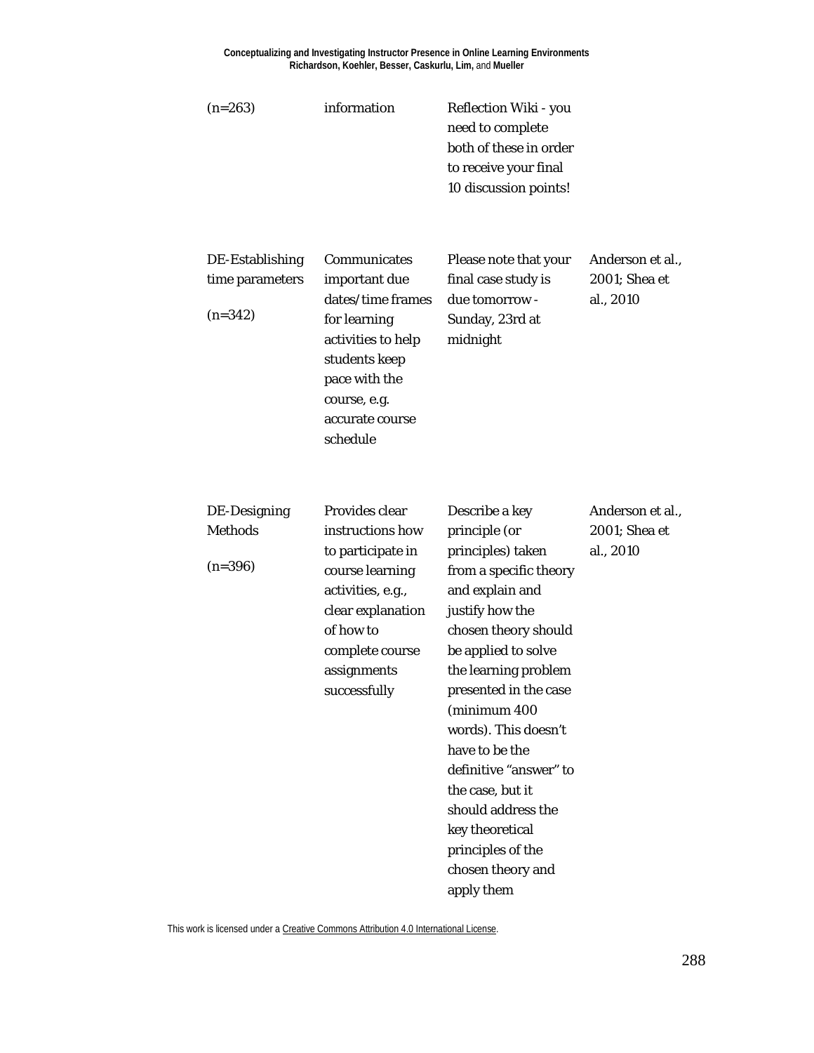| | | | |
|---|---|---|---|
| (n=263) | information | Reflection Wiki - you need to complete both of these in order to receive your final 10 discussion points! | |
| DE-Establishing time parameters (n=342) | Communicates important due dates/time frames for learning activities to help students keep pace with the course, e.g. accurate course schedule | Please note that your final case study is due tomorrow - Sunday, 23rd at midnight | Anderson et al., 2001; Shea et al., 2010 |
| DE-Designing Methods (n=396) | Provides clear instructions how to participate in course learning activities, e.g., clear explanation of how to complete course assignments successfully | Describe a key principle (or principles) taken from a specific theory and explain and justify how the chosen theory should be applied to solve the learning problem presented in the case (minimum 400 words). This doesn't have to be the definitive "answer" to the case, but it should address the key theoretical principles of the chosen theory and apply them | Anderson et al., 2001; Shea et al., 2010 |

This work is licensed under a Creative Commons Attribution 4.0 International License.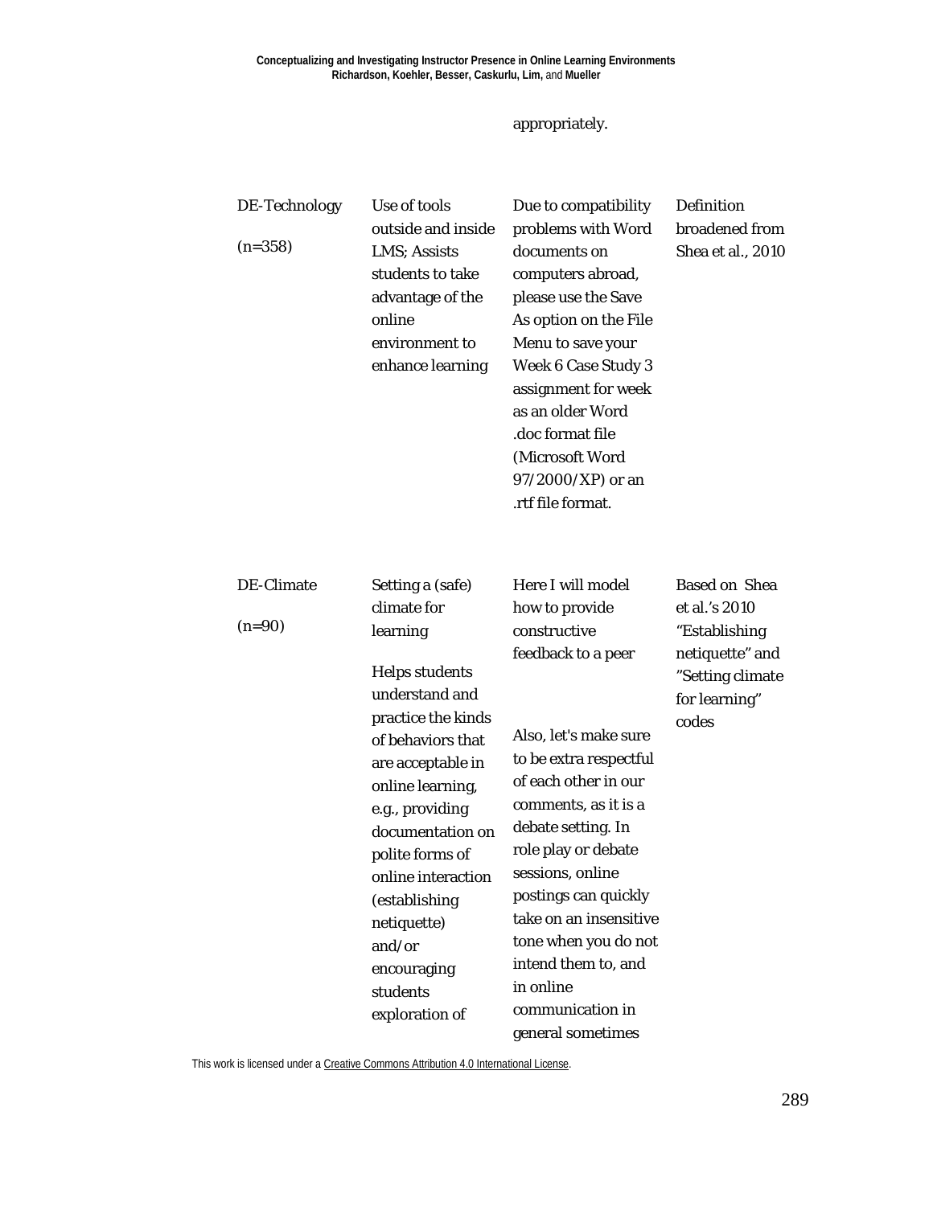| | | appropriately. | |
|---|---|---|---|
| DE-Technology (n=358) | Use of tools outside and inside LMS; Assists students to take advantage of the online environment to enhance learning | Due to compatibility problems with Word documents on computers abroad, please use the Save As option on the File Menu to save your Week 6 Case Study 3 assignment for week as an older Word .doc format file (Microsoft Word 97/2000/XP) or an .rtf file format. | Definition broadened from Shea et al., 2010 |
| DE-Climate (n=90) | Setting a (safe) climate for learning<br><br>Helps students understand and practice the kinds of behaviors that are acceptable in online learning, e.g., providing documentation on polite forms of online interaction (establishing netiquette) and/or encouraging students exploration of | Here I will model how to provide constructive feedback to a peer<br><br>Also, let's make sure to be extra respectful of each other in our comments, as it is a debate setting. In role play or debate sessions, online postings can quickly take on an insensitive tone when you do not intend them to, and in online communication in general sometimes | Based on Shea et al.'s 2010 "Establishing netiquette" and "Setting climate for learning" codes |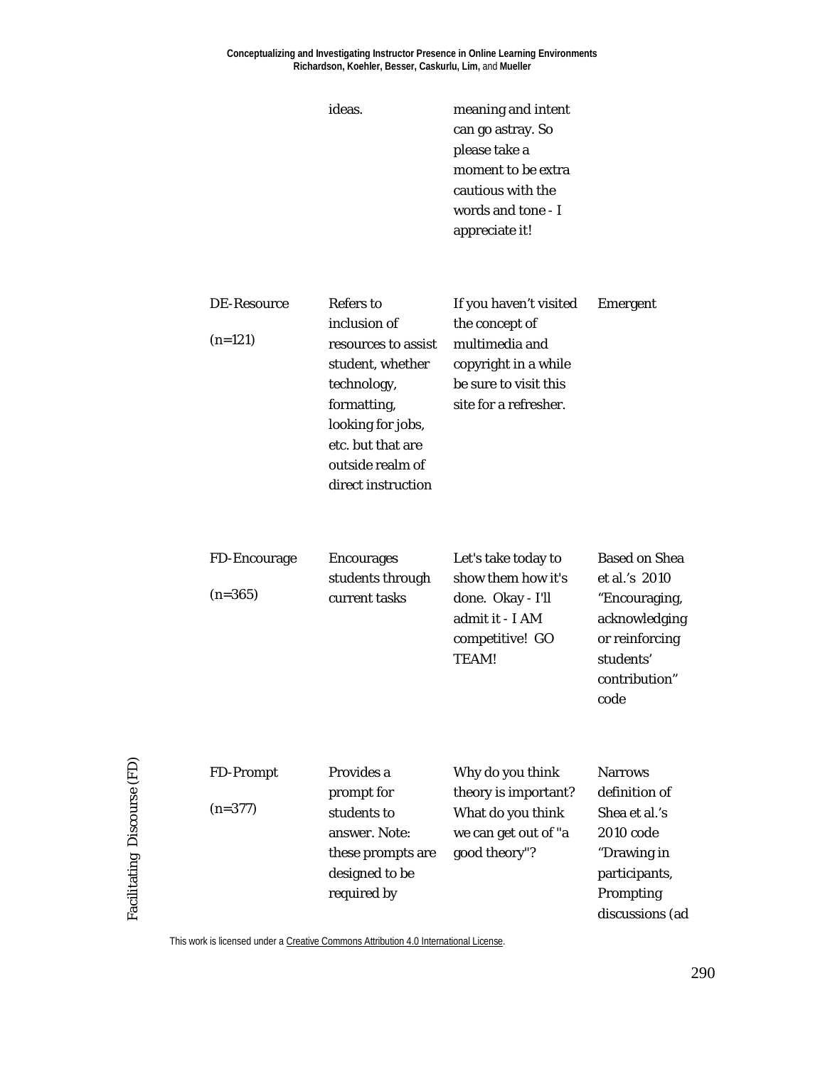| | | | |
|---|---|---|---|
| | ideas. | meaning and intent can go astray. So please take a moment to be extra cautious with the words and tone - I appreciate it! | |
| DE-Resource (n=121) | Refers to inclusion of resources to assist student, whether technology, formatting, looking for jobs, etc. but that are outside realm of direct instruction | If you haven't visited the concept of multimedia and copyright in a while be sure to visit this site for a refresher. | Emergent |
| FD-Encourage (n=365) | Encourages students through current tasks | Let's take today to show them how it's done. Okay - I'll admit it - I AM competitive! GO TEAM! | Based on Shea et al.'s 2010 "Encouraging, acknowledging or reinforcing students' contribution" code |
| FD-Prompt (n=377) | Provides a prompt for students to answer. Note: these prompts are designed to be required by | Why do you think theory is important? What do you think we can get out of "a good theory"? | Narrows definition of Shea et al.'s 2010 code "Drawing in participants, Prompting discussions (ad |

Facilitating Discourse (FD)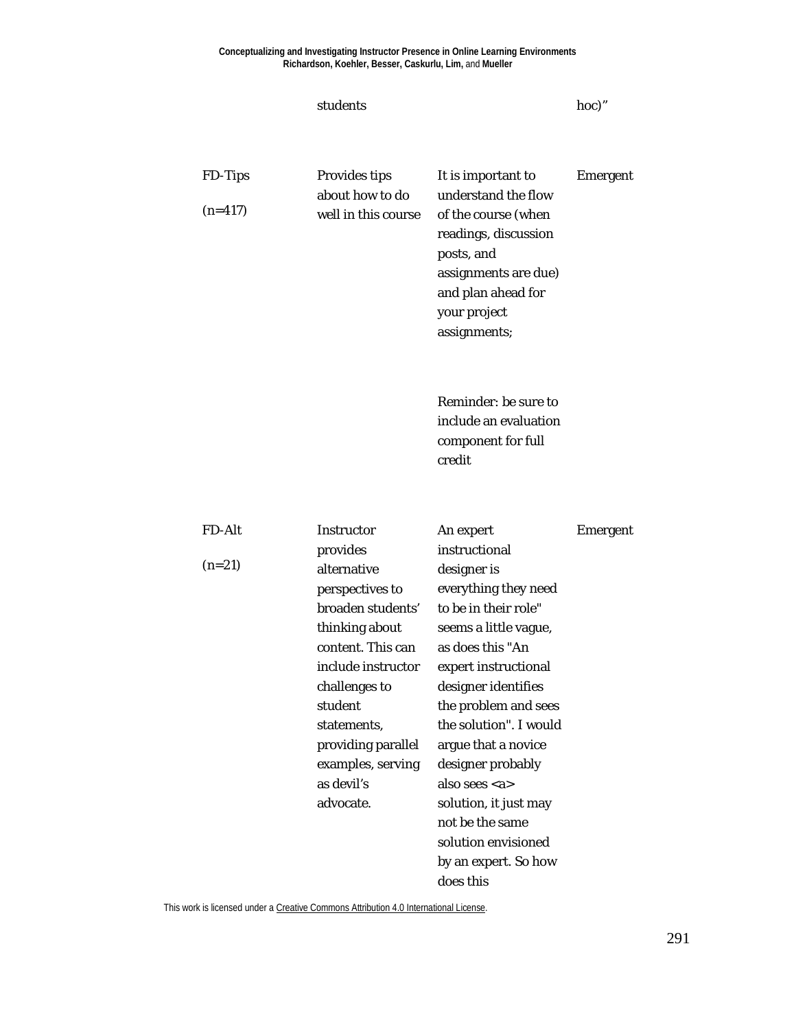| | students | | hoc)" |
|---|---|---|---|
| FD-Tips (n=417) | Provides tips about how to do well in this course | It is important to understand the flow of the course (when readings, discussion posts, and assignments are due) and plan ahead for your project assignments; Reminder: be sure to include an evaluation component for full credit | Emergent |
| FD-Alt (n=21) | Instructor provides alternative perspectives to broaden students' thinking about content. This can include instructor challenges to student statements, providing parallel examples, serving as devil's advocate. | An expert instructional designer is everything they need to be in their role" seems a little vague, as does this "An expert instructional designer identifies the problem and sees the solution". I would argue that a novice designer probably also sees <a> solution, it just may not be the same solution envisioned by an expert. So how does this | Emergent |

This work is licensed under a Creative Commons Attribution 4.0 International License.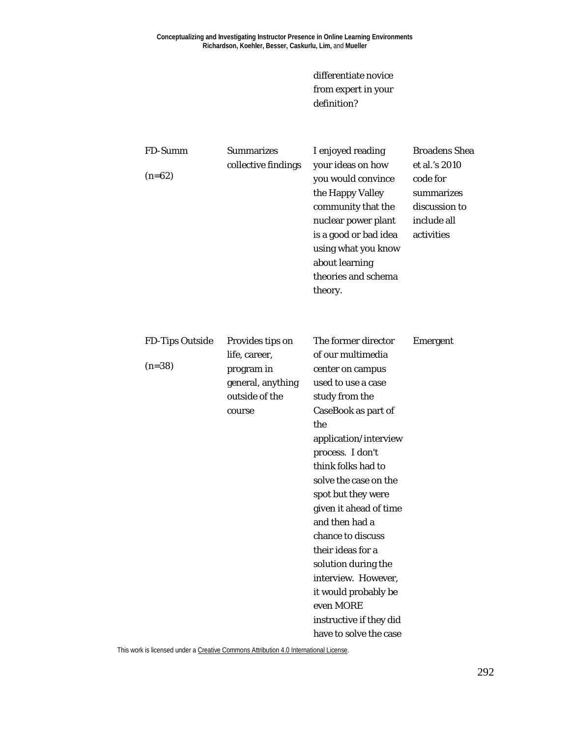| | | differentiate novice from expert in your definition? | |
|---|---|---|---|
| FD-Summ (n=62) | Summarizes collective findings | I enjoyed reading your ideas on how you would convince the Happy Valley community that the nuclear power plant is a good or bad idea using what you know about learning theories and schema theory. | Broadens Shea et al.'s 2010 code for summarizes discussion to include all activities |
| FD-Tips Outside (n=38) | Provides tips on life, career, program in general, anything outside of the course | The former director of our multimedia center on campus used to use a case study from the CaseBook as part of the application/interview process. I don't think folks had to solve the case on the spot but they were given it ahead of time and then had a chance to discuss their ideas for a solution during the interview. However, it would probably be even MORE instructive if they did have to solve the case | Emergent |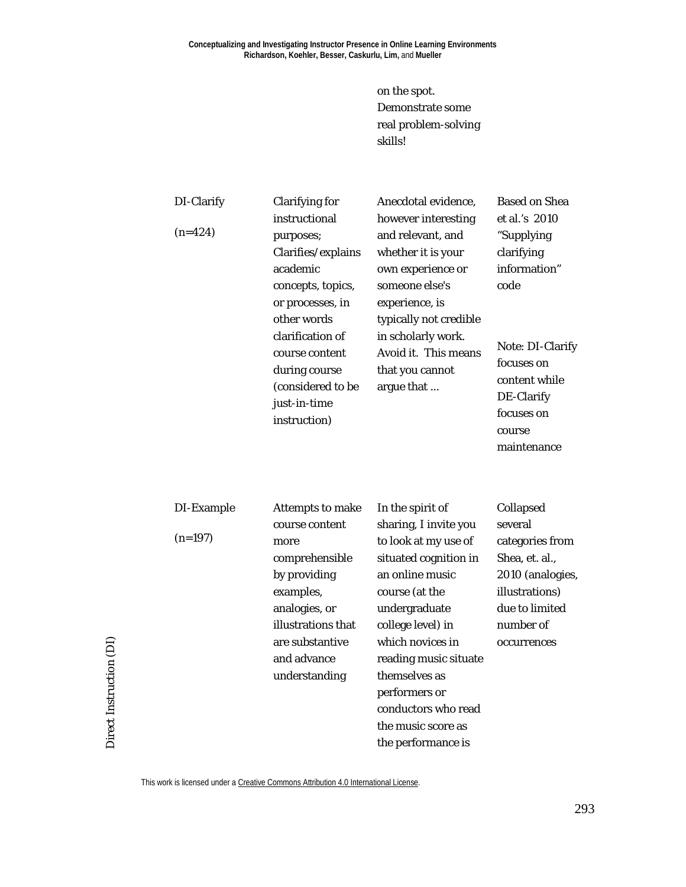| | | | |
|---|---|---|---|
| | | on the spot. Demonstrate some real problem-solving skills! | |
| DI-Clarify (n=424) | Clarifying for instructional purposes; Clarifies/explains academic concepts, topics, or processes, in other words clarification of course content during course (considered to be just-in-time instruction) | Anecdotal evidence, however interesting and relevant, and whether it is your own experience or someone else's experience, is typically not credible in scholarly work. Avoid it. This means that you cannot argue that ... | Based on Shea et al.'s 2010 "Supplying clarifying information" code<br><br>Note: DI-Clarify focuses on content while DE-Clarify focuses on course maintenance |
| DI-Example (n=197) | Attempts to make course content more comprehensible by providing examples, analogies, or illustrations that are substantive and advance understanding | In the spirit of sharing, I invite you to look at my use of situated cognition in an online music course (at the undergraduate college level) in which novices in reading music situate themselves as performers or conductors who read the music score as the performance is | Collapsed several categories from Shea, et. al., 2010 (analogies, illustrations) due to limited number of occurrences |

Direct Instruction (DI)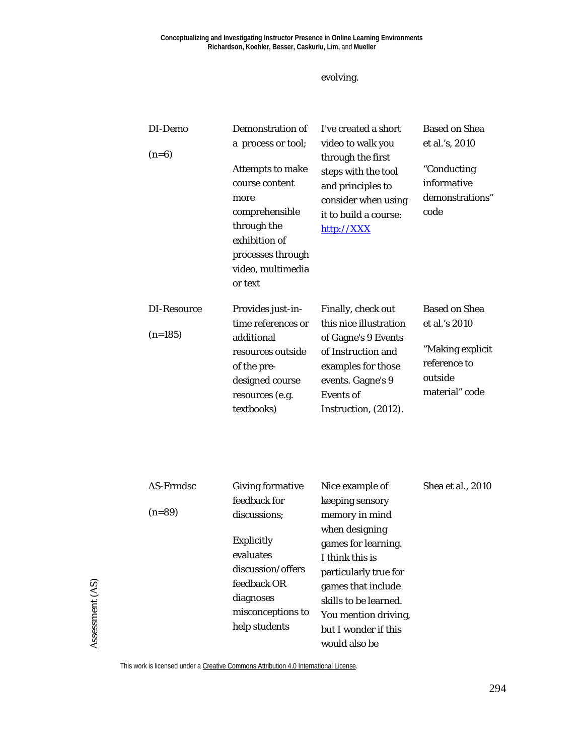| | | evolving. | |
|---|---|---|---|
| | DI-Demo (n=6) | Demonstration of a process or tool; Attempts to make course content more comprehensible through the exhibition of processes through video, multimedia or text | I've created a short video to walk you through the first steps with the tool and principles to consider when using it to build a course: [http://XXX](http://XXX) | Based on Shea et al.'s, 2010 "Conducting informative demonstrations" code |
| | DI-Resource (n=185) | Provides just-in-time references or additional resources outside of the pre-designed course resources (e.g. textbooks) | Finally, check out this nice illustration of Gagne's 9 Events of Instruction and examples for those events. Gagne's 9 Events of Instruction, (2012). | Based on Shea et al.'s 2010 "Making explicit reference to outside material" code |
| Assessment (AS) | AS-Frmdsc (n=89) | Giving formative feedback for discussions; Explicitly evaluates discussion/offers feedback OR diagnoses misconceptions to help students | Nice example of keeping sensory memory in mind when designing games for learning. I think this is particularly true for games that include skills to be learned. You mention driving, but I wonder if this would also be | Shea et al., 2010 |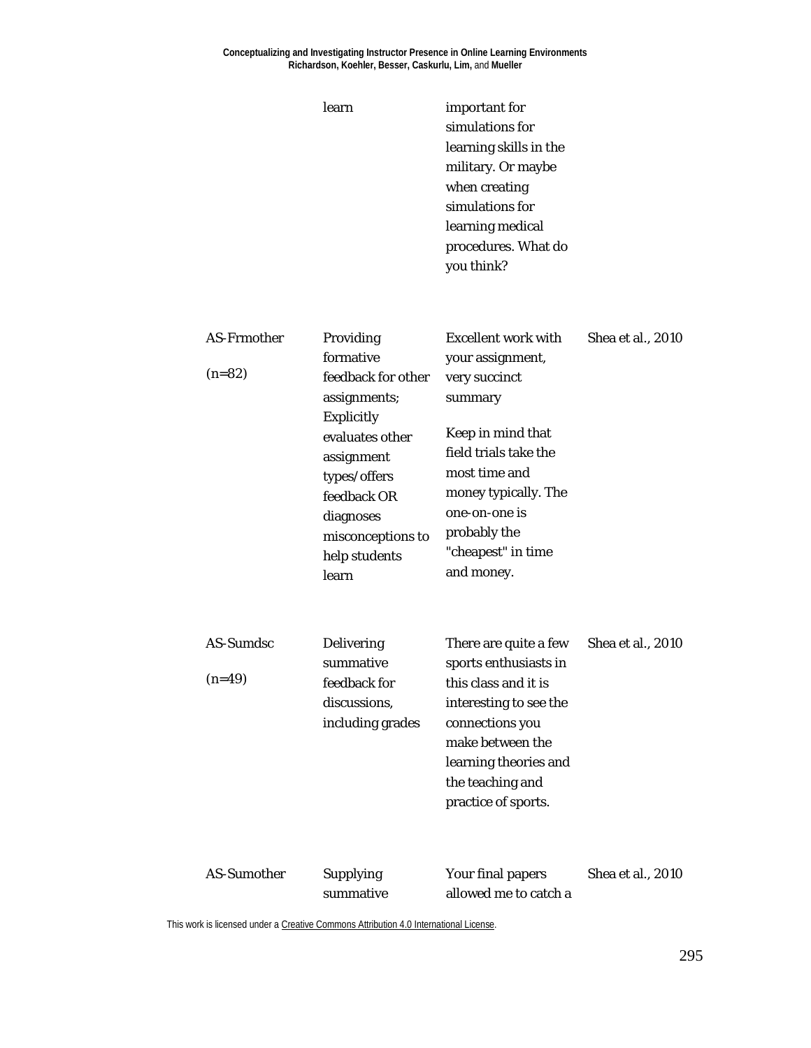| | learn | important for simulations for learning skills in the military. Or maybe when creating simulations for learning medical procedures. What do you think? | |
|---|---|---|---|
| AS-Frmother (n=82) | Providing formative feedback for other assignments; Explicitly evaluates other assignment types/offers feedback OR diagnoses misconceptions to help students learn | Excellent work with your assignment, very succinct summary<br><br>Keep in mind that field trials take the most time and money typically. The one-on-one is probably the "cheapest" in time and money. | Shea et al., 2010 |
| AS-Sumdsc (n=49) | Delivering summative feedback for discussions, including grades | There are quite a few sports enthusiasts in this class and it is interesting to see the connections you make between the learning theories and the teaching and practice of sports. | Shea et al., 2010 |
| AS-Sumother | Supplying summative | Your final papers allowed me to catch a | Shea et al., 2010 |

This work is licensed under a Creative Commons Attribution 4.0 International License.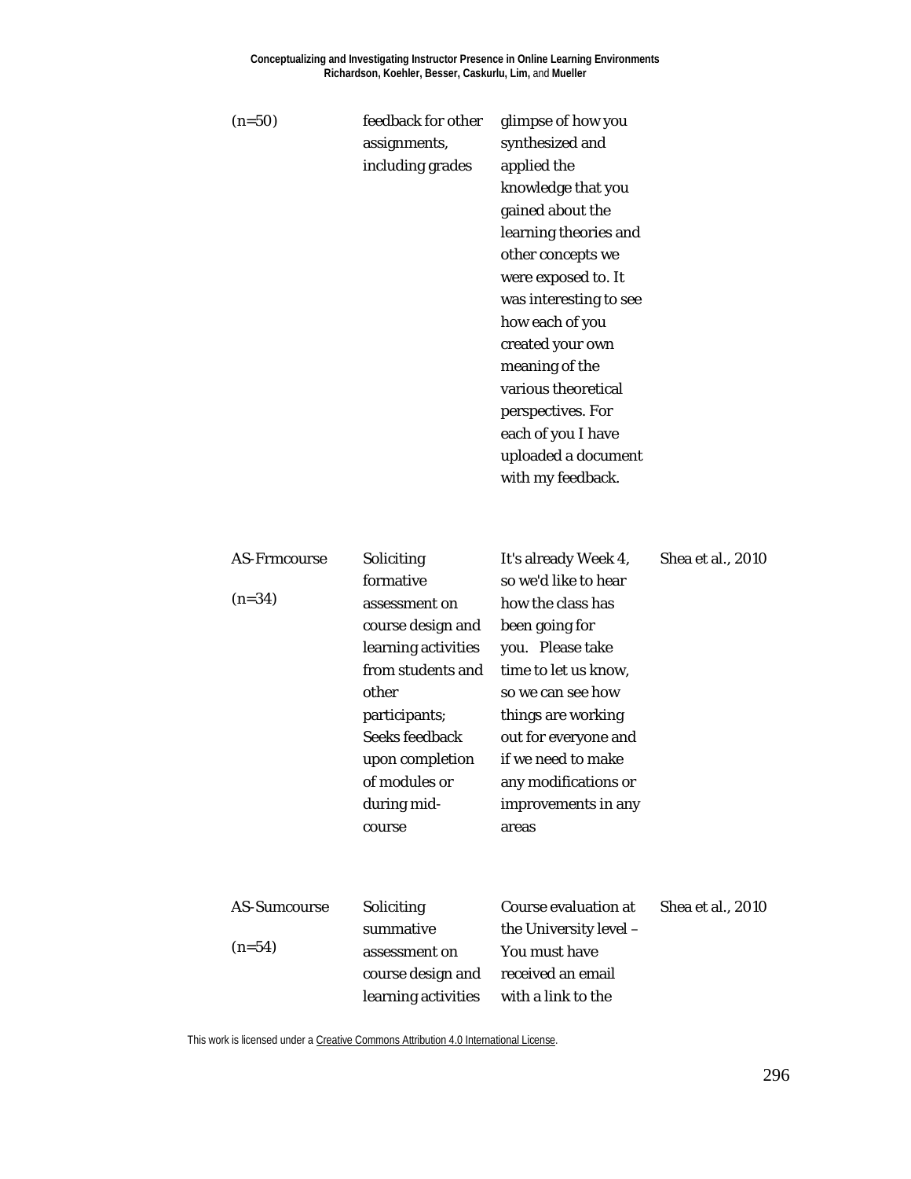| (n=50) | feedback for other assignments, including grades | glimpse of how you synthesized and applied the knowledge that you gained about the learning theories and other concepts we were exposed to. It was interesting to see how each of you created your own meaning of the various theoretical perspectives. For each of you I have uploaded a document with my feedback. | |
|---|---|---|---|
| AS-Frmcourse (n=34) | Soliciting formative assessment on course design and learning activities from students and other participants; Seeks feedback upon completion of modules or during mid-course | It's already Week 4, so we'd like to hear how the class has been going for you. Please take time to let us know, so we can see how things are working out for everyone and if we need to make any modifications or improvements in any areas | Shea et al., 2010 |
| AS-Sumcourse (n=54) | Soliciting summative assessment on course design and learning activities | Course evaluation at the University level – You must have received an email with a link to the | Shea et al., 2010 |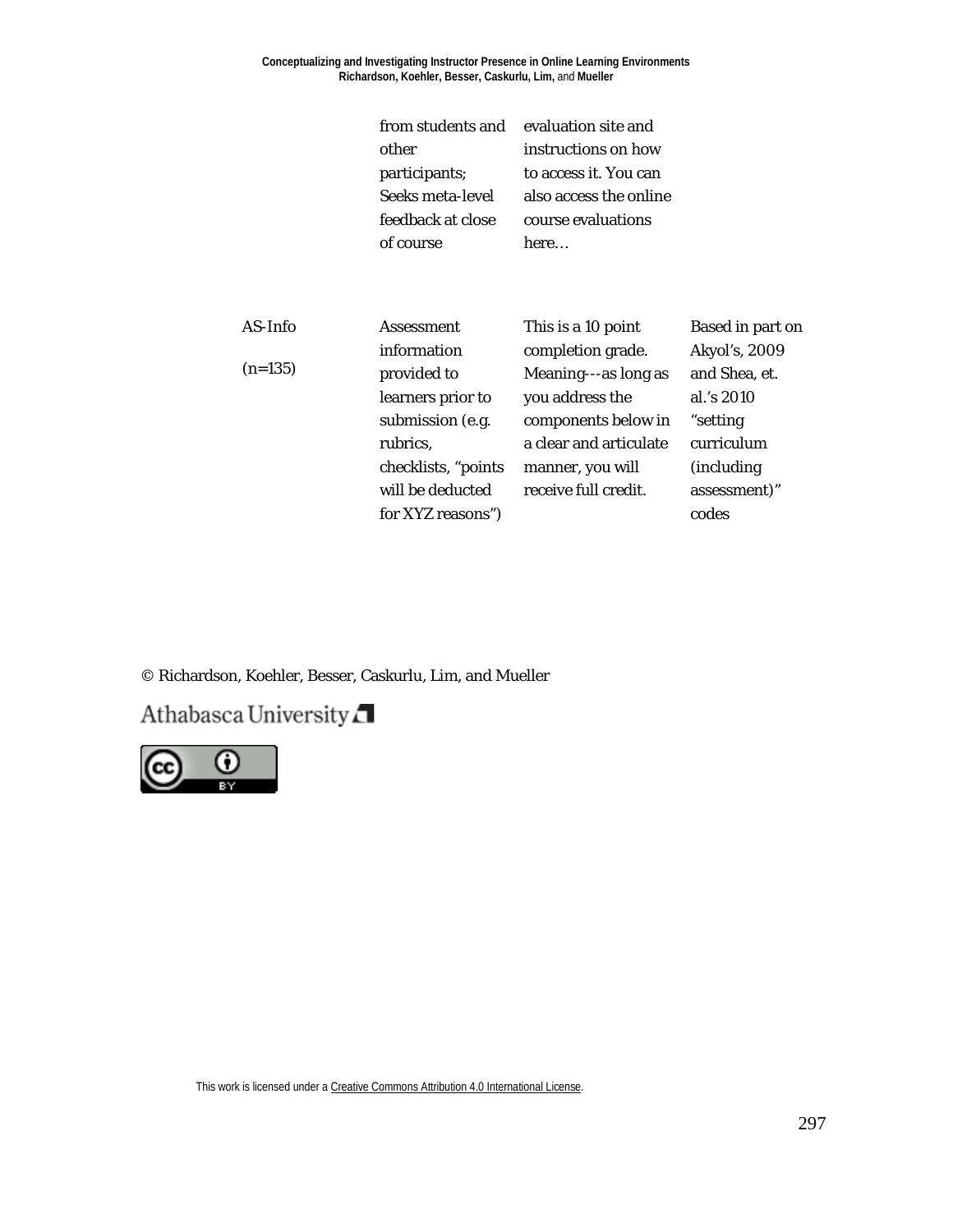| | | | |
|---|---|---|---|
| | from students and other participants; Seeks meta-level feedback at close of course | evaluation site and instructions on how to access it. You can also access the online course evaluations here… | |
| AS-Info (n=135) | Assessment information provided to learners prior to submission (e.g. rubrics, checklists, "points will be deducted for XYZ reasons") | This is a 10 point completion grade. Meaning---as long as you address the components below in a clear and articulate manner, you will receive full credit. | Based in part on Akyol's, 2009 and Shea, et. al.'s 2010 "setting curriculum (including assessment)" codes |

© Richardson, Koehler, Besser, Caskurlu, Lim, and Mueller

Athabasca University

This work is licensed under a Creative Commons Attribution 4.0 International License.